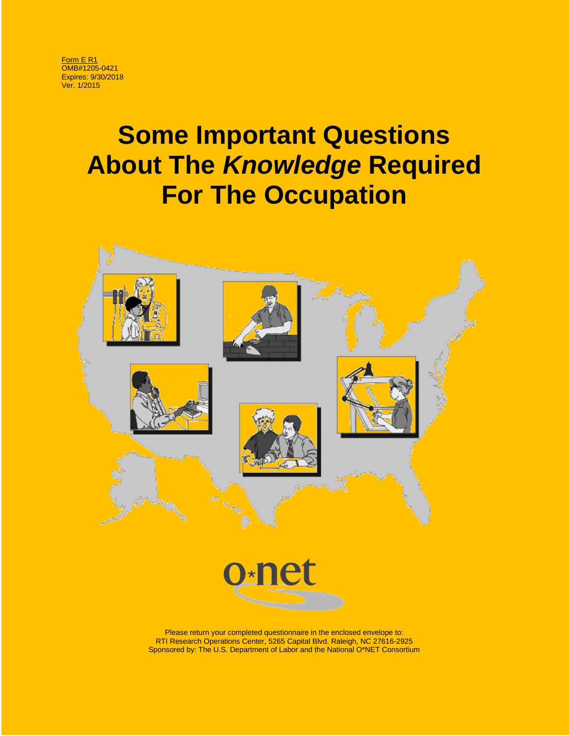Form E R1
OMB#1205-0421
Expires: 9/30/2018
Ver. 1/2015

# Some Important Questions About The *Knowledge* Required For The Occupation

o*net

Please return your completed questionnaire in the enclosed envelope to:
RTI Research Operations Center, 5265 Capital Blvd. Raleigh, NC 27616-2925
Sponsored by: The U.S. Department of Labor and the National O*NET Consortium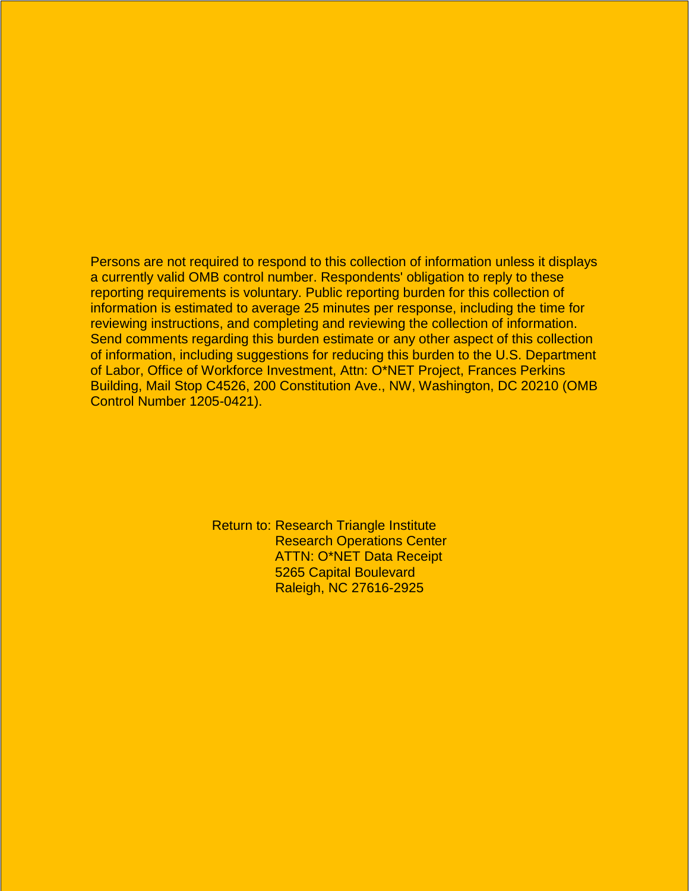Persons are not required to respond to this collection of information unless it displays a currently valid OMB control number. Respondents' obligation to reply to these reporting requirements is voluntary. Public reporting burden for this collection of information is estimated to average 25 minutes per response, including the time for reviewing instructions, and completing and reviewing the collection of information. Send comments regarding this burden estimate or any other aspect of this collection of information, including suggestions for reducing this burden to the U.S. Department of Labor, Office of Workforce Investment, Attn: O*NET Project, Frances Perkins Building, Mail Stop C4526, 200 Constitution Ave., NW, Washington, DC 20210 (OMB Control Number 1205-0421).

Return to: Research Triangle Institute
Research Operations Center
ATTN: O*NET Data Receipt
5265 Capital Boulevard
Raleigh, NC 27616-2925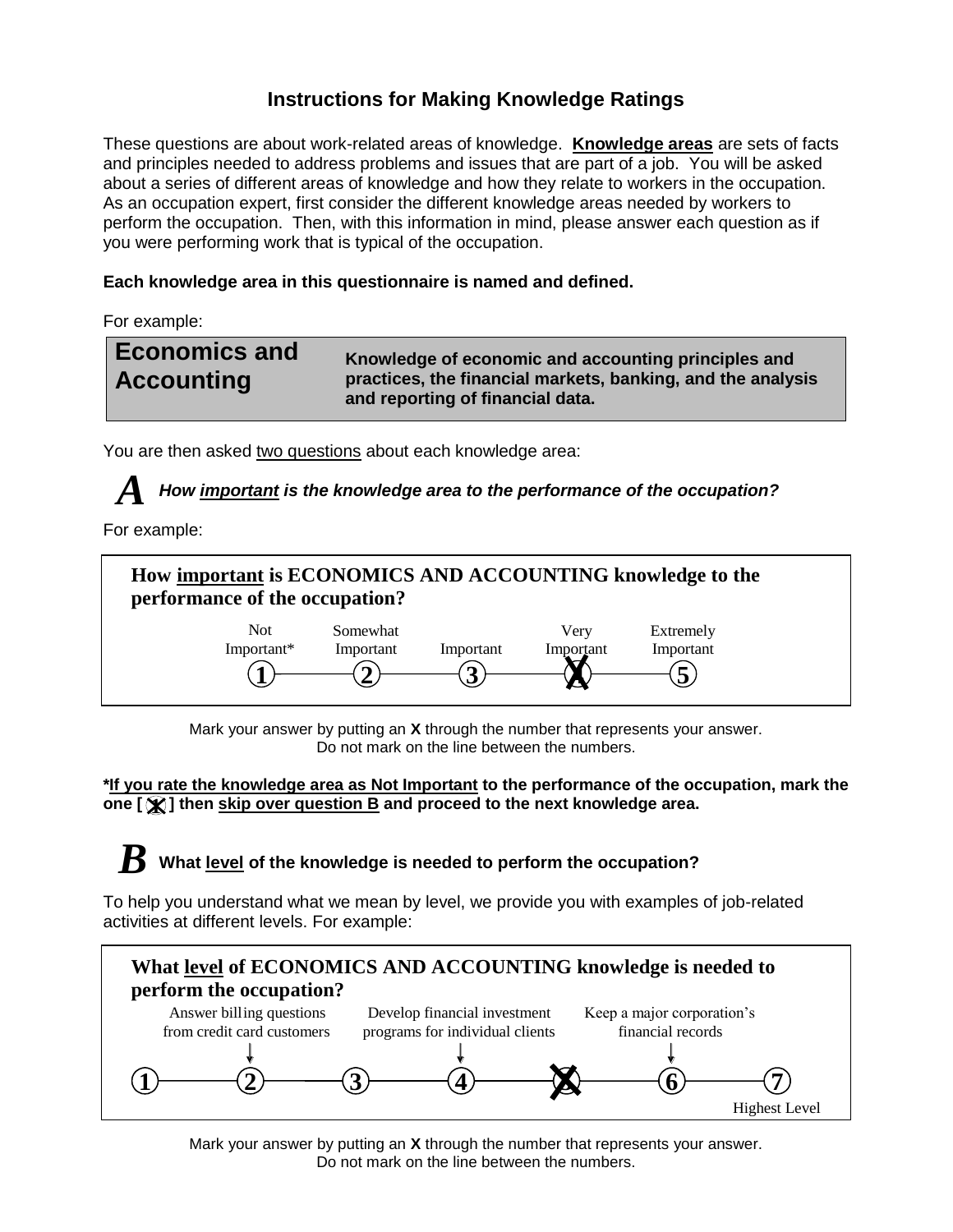# Instructions for Making Knowledge Ratings

These questions are about work-related areas of knowledge. **Knowledge areas** are sets of facts and principles needed to address problems and issues that are part of a job. You will be asked about a series of different areas of knowledge and how they relate to workers in the occupation. As an occupation expert, first consider the different knowledge areas needed by workers to perform the occupation. Then, with this information in mind, please answer each question as if you were performing work that is typical of the occupation.

**Each knowledge area in this questionnaire is named and defined.**

For example:

| **Economics and Accounting** | **Knowledge of economic and accounting principles and practices, the financial markets, banking, and the analysis and reporting of financial data.** |
|---|---|

You are then asked two questions about each knowledge area:

***A** How important is the knowledge area to the performance of the occupation?*

For example:

**How important is ECONOMICS AND ACCOUNTING knowledge to the performance of the occupation?**

| Not Important* | Somewhat Important | Important | Very Important | Extremely Important |
|---|---|---|---|---|
| 1 | 2 | 3 | ~~4~~ (X) | 5 |

Mark your answer by putting an **X** through the number that represents your answer. Do not mark on the line between the numbers.

**\*If you rate the knowledge area as Not Important to the performance of the occupation, mark the one [ X ] then skip over question B and proceed to the next knowledge area.**

***B*** **What level of the knowledge is needed to perform the occupation?**

To help you understand what we mean by level, we provide you with examples of job-related activities at different levels. For example:

**What level of ECONOMICS AND ACCOUNTING knowledge is needed to perform the occupation?**

| 1 | 2 | 3 | 4 | 5 | 6 | 7 |
|---|---|---|---|---|---|---|
| | Answer billing questions from credit card customers | | Develop financial investment programs for individual clients | | Keep a major corporation's financial records | |
| 1 | 2 | 3 | 4 | ~~5~~ (X) | 6 | 7 Highest Level |

Mark your answer by putting an **X** through the number that represents your answer. Do not mark on the line between the numbers.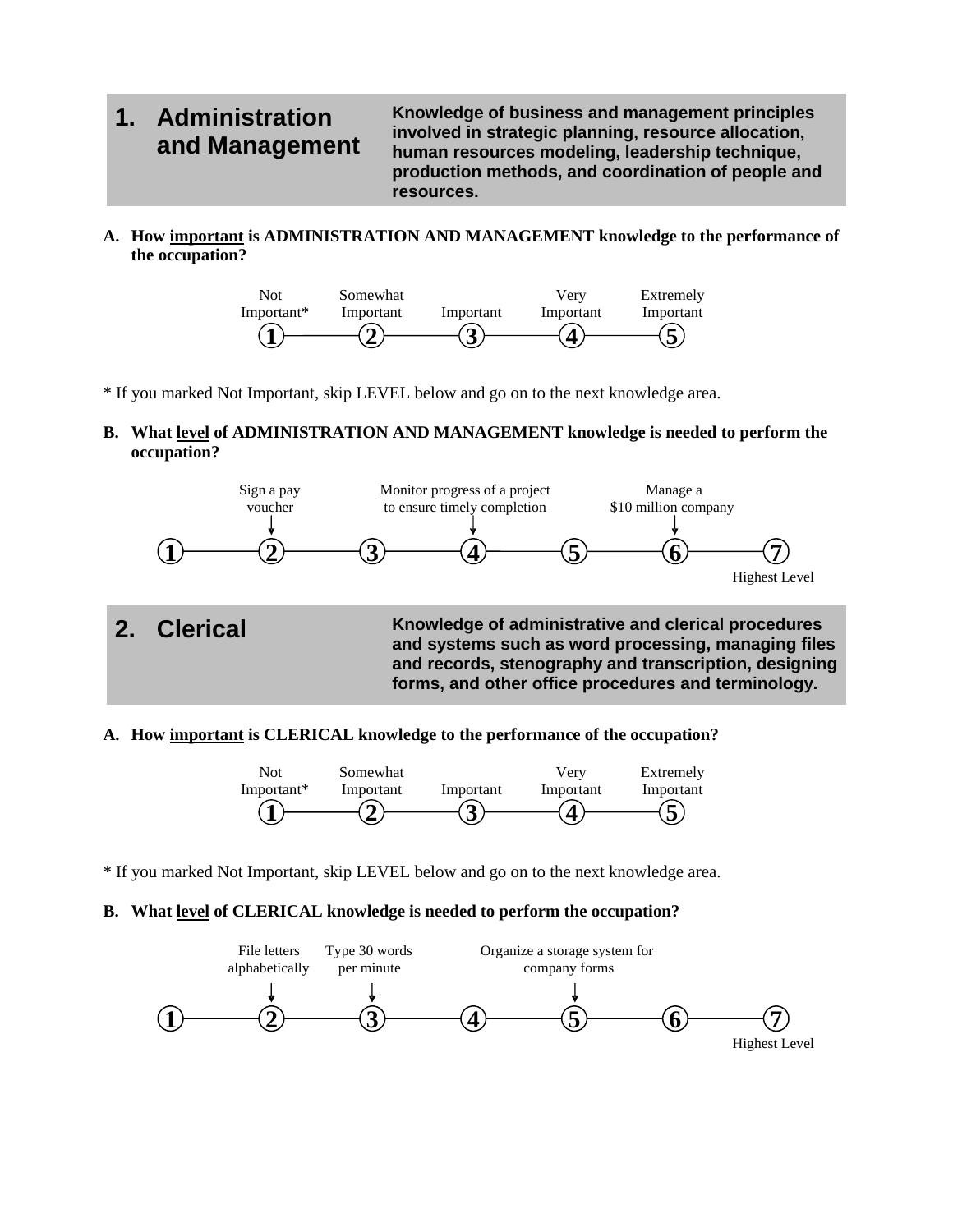## 1. Administration and Management

**Knowledge of business and management principles involved in strategic planning, resource allocation, human resources modeling, leadership technique, production methods, and coordination of people and resources.**

**A. How <u>important</u> is ADMINISTRATION AND MANAGEMENT knowledge to the performance of the occupation?**

| Not Important* | Somewhat Important | Important | Very Important | Extremely Important |
|---|---|---|---|---|
| 1 | 2 | 3 | 4 | 5 |

\* If you marked Not Important, skip LEVEL below and go on to the next knowledge area.

**B. What <u>level</u> of ADMINISTRATION AND MANAGEMENT knowledge is needed to perform the occupation?**

| 1 | 2 | 3 | 4 | 5 | 6 | 7 |
|---|---|---|---|---|---|---|
| | Sign a pay voucher | | Monitor progress of a project to ensure timely completion | | Manage a $10 million company | Highest Level |

## 2. Clerical

**Knowledge of administrative and clerical procedures and systems such as word processing, managing files and records, stenography and transcription, designing forms, and other office procedures and terminology.**

**A. How <u>important</u> is CLERICAL knowledge to the performance of the occupation?**

| Not Important* | Somewhat Important | Important | Very Important | Extremely Important |
|---|---|---|---|---|
| 1 | 2 | 3 | 4 | 5 |

\* If you marked Not Important, skip LEVEL below and go on to the next knowledge area.

**B. What <u>level</u> of CLERICAL knowledge is needed to perform the occupation?**

| 1 | 2 | 3 | 4 | 5 | 6 | 7 |
|---|---|---|---|---|---|---|
| | File letters alphabetically | Type 30 words per minute | | Organize a storage system for company forms | | Highest Level |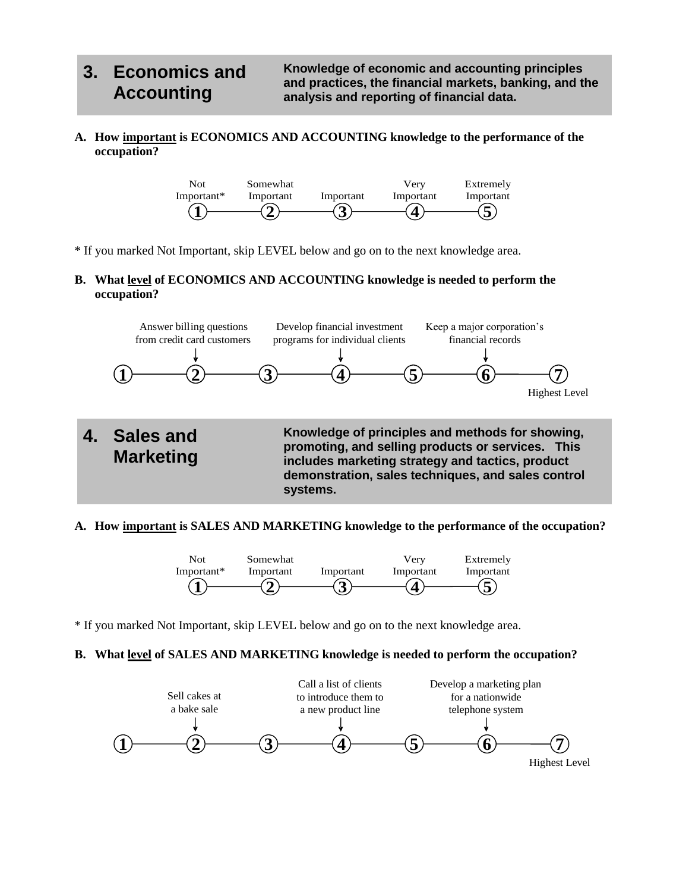## 3. Economics and Accounting

**Knowledge of economic and accounting principles and practices, the financial markets, banking, and the analysis and reporting of financial data.**

**A. How important is ECONOMICS AND ACCOUNTING knowledge to the performance of the occupation?**

| Not Important* | Somewhat Important | Important | Very Important | Extremely Important |
|---|---|---|---|---|
| 1 | 2 | 3 | 4 | 5 |

* If you marked Not Important, skip LEVEL below and go on to the next knowledge area.

**B. What level of ECONOMICS AND ACCOUNTING knowledge is needed to perform the occupation?**

| 1 | 2 | 3 | 4 | 5 | 6 | 7 |
|---|---|---|---|---|---|---|
| | Answer billing questions from credit card customers | | Develop financial investment programs for individual clients | | Keep a major corporation's financial records | Highest Level |

## 4. Sales and Marketing

**Knowledge of principles and methods for showing, promoting, and selling products or services. This includes marketing strategy and tactics, product demonstration, sales techniques, and sales control systems.**

**A. How important is SALES AND MARKETING knowledge to the performance of the occupation?**

| Not Important* | Somewhat Important | Important | Very Important | Extremely Important |
|---|---|---|---|---|
| 1 | 2 | 3 | 4 | 5 |

* If you marked Not Important, skip LEVEL below and go on to the next knowledge area.

**B. What level of SALES AND MARKETING knowledge is needed to perform the occupation?**

| 1 | 2 | 3 | 4 | 5 | 6 | 7 |
|---|---|---|---|---|---|---|
| | Sell cakes at a bake sale | | Call a list of clients to introduce them to a new product line | | Develop a marketing plan for a nationwide telephone system | Highest Level |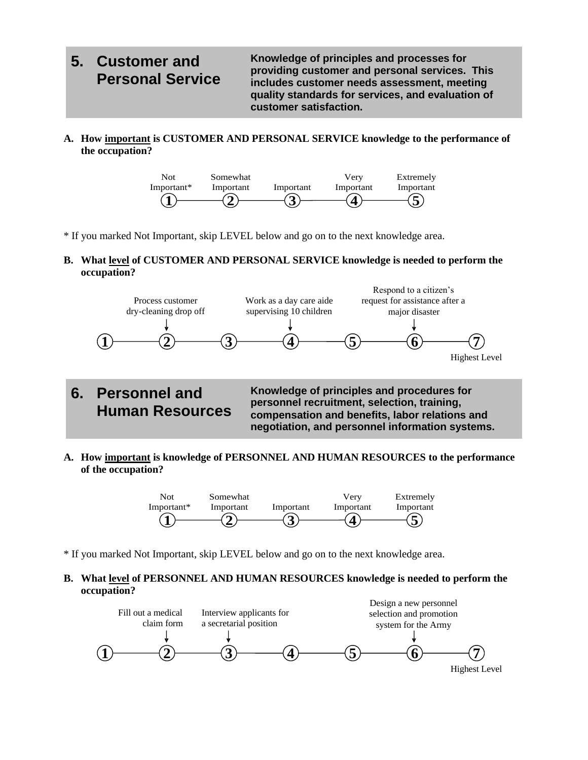## 5. Customer and Personal Service

**Knowledge of principles and processes for providing customer and personal services. This includes customer needs assessment, meeting quality standards for services, and evaluation of customer satisfaction.**

**A. How important is CUSTOMER AND PERSONAL SERVICE knowledge to the performance of the occupation?**

| Not Important* | Somewhat Important | Important | Very Important | Extremely Important |
|---|---|---|---|---|
| 1 | 2 | 3 | 4 | 5 |

\* If you marked Not Important, skip LEVEL below and go on to the next knowledge area.

**B. What level of CUSTOMER AND PERSONAL SERVICE knowledge is needed to perform the occupation?**

| 1 | 2 | 3 | 4 | 5 | 6 | 7 |
|---|---|---|---|---|---|---|
| | Process customer dry-cleaning drop off | | Work as a day care aide supervising 10 children | | Respond to a citizen's request for assistance after a major disaster | Highest Level |

## 6. Personnel and Human Resources

**Knowledge of principles and procedures for personnel recruitment, selection, training, compensation and benefits, labor relations and negotiation, and personnel information systems.**

**A. How important is knowledge of PERSONNEL AND HUMAN RESOURCES to the performance of the occupation?**

| Not Important* | Somewhat Important | Important | Very Important | Extremely Important |
|---|---|---|---|---|
| 1 | 2 | 3 | 4 | 5 |

\* If you marked Not Important, skip LEVEL below and go on to the next knowledge area.

**B. What level of PERSONNEL AND HUMAN RESOURCES knowledge is needed to perform the occupation?**

| 1 | 2 | 3 | 4 | 5 | 6 | 7 |
|---|---|---|---|---|---|---|
| | Fill out a medical claim form | Interview applicants for a secretarial position | | | Design a new personnel selection and promotion system for the Army | Highest Level |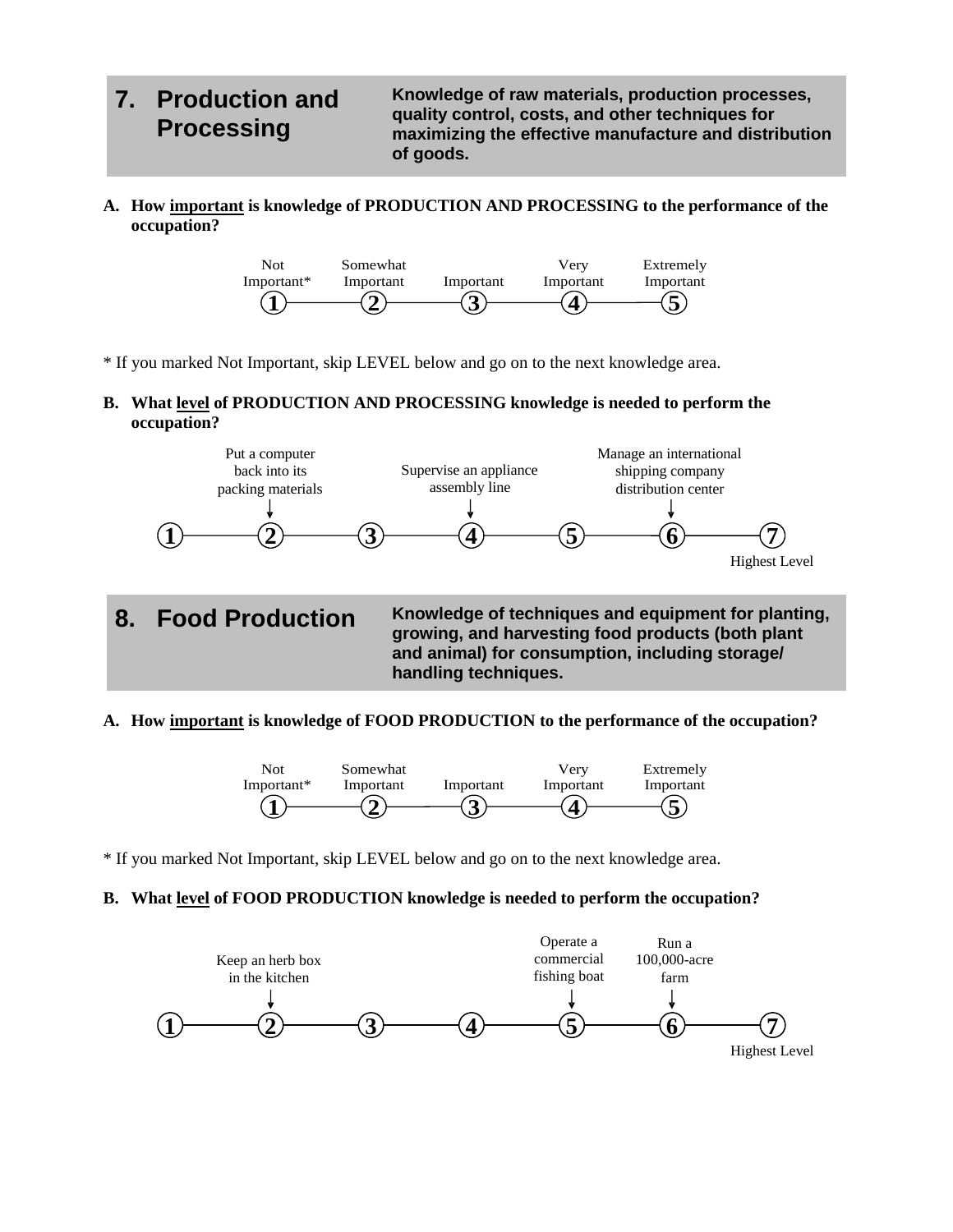## 7. Production and Processing

**Knowledge of raw materials, production processes, quality control, costs, and other techniques for maximizing the effective manufacture and distribution of goods.**

**A. How important is knowledge of PRODUCTION AND PROCESSING to the performance of the occupation?**

| Not Important* | Somewhat Important | Important | Very Important | Extremely Important |
|---|---|---|---|---|
| 1 | 2 | 3 | 4 | 5 |

\* If you marked Not Important, skip LEVEL below and go on to the next knowledge area.

**B. What level of PRODUCTION AND PROCESSING knowledge is needed to perform the occupation?**

| 1 | 2 | 3 | 4 | 5 | 6 | 7 |
|---|---|---|---|---|---|---|
| | Put a computer back into its packing materials | | Supervise an appliance assembly line | | Manage an international shipping company distribution center | Highest Level |

## 8. Food Production

**Knowledge of techniques and equipment for planting, growing, and harvesting food products (both plant and animal) for consumption, including storage/ handling techniques.**

**A. How important is knowledge of FOOD PRODUCTION to the performance of the occupation?**

| Not Important* | Somewhat Important | Important | Very Important | Extremely Important |
|---|---|---|---|---|
| 1 | 2 | 3 | 4 | 5 |

\* If you marked Not Important, skip LEVEL below and go on to the next knowledge area.

**B. What level of FOOD PRODUCTION knowledge is needed to perform the occupation?**

| 1 | 2 | 3 | 4 | 5 | 6 | 7 |
|---|---|---|---|---|---|---|
| | Keep an herb box in the kitchen | | | Operate a commercial fishing boat | Run a 100,000-acre farm | Highest Level |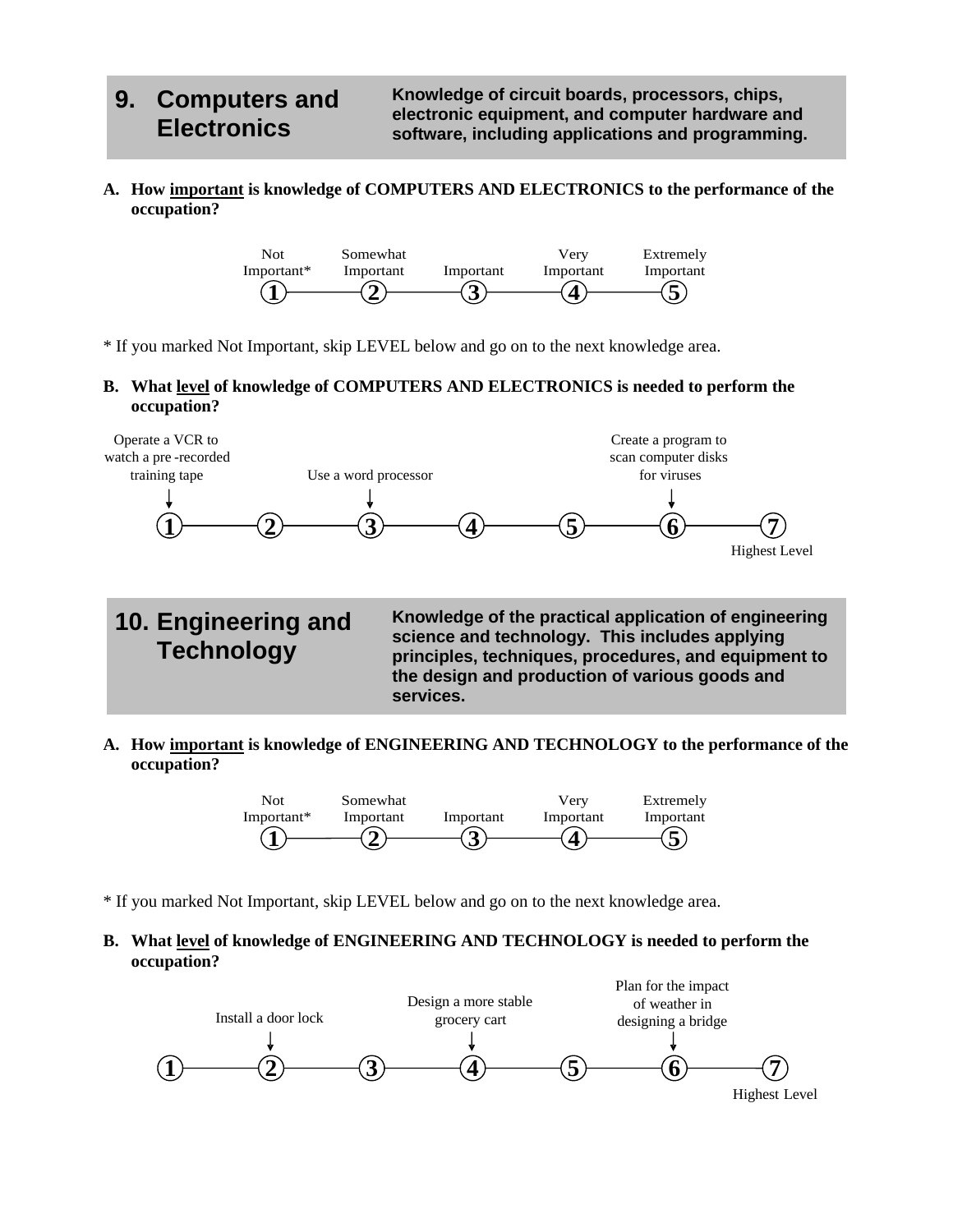## 9. Computers and Electronics

**Knowledge of circuit boards, processors, chips, electronic equipment, and computer hardware and software, including applications and programming.**

**A. How <u>important</u> is knowledge of COMPUTERS AND ELECTRONICS to the performance of the occupation?**

| Not Important* | Somewhat Important | Important | Very Important | Extremely Important |
|---|---|---|---|---|
| 1 | 2 | 3 | 4 | 5 |

* If you marked Not Important, skip LEVEL below and go on to the next knowledge area.

**B. What <u>level</u> of knowledge of COMPUTERS AND ELECTRONICS is needed to perform the occupation?**

| 1 | 2 | 3 | 4 | 5 | 6 | 7 |
|---|---|---|---|---|---|---|
| Operate a VCR to watch a pre-recorded training tape | | Use a word processor | | | Create a program to scan computer disks for viruses | Highest Level |

## 10. Engineering and Technology

**Knowledge of the practical application of engineering science and technology. This includes applying principles, techniques, procedures, and equipment to the design and production of various goods and services.**

**A. How <u>important</u> is knowledge of ENGINEERING AND TECHNOLOGY to the performance of the occupation?**

| Not Important* | Somewhat Important | Important | Very Important | Extremely Important |
|---|---|---|---|---|
| 1 | 2 | 3 | 4 | 5 |

* If you marked Not Important, skip LEVEL below and go on to the next knowledge area.

**B. What <u>level</u> of knowledge of ENGINEERING AND TECHNOLOGY is needed to perform the occupation?**

| 1 | 2 | 3 | 4 | 5 | 6 | 7 |
|---|---|---|---|---|---|---|
| | Install a door lock | | Design a more stable grocery cart | | Plan for the impact of weather in designing a bridge | Highest Level |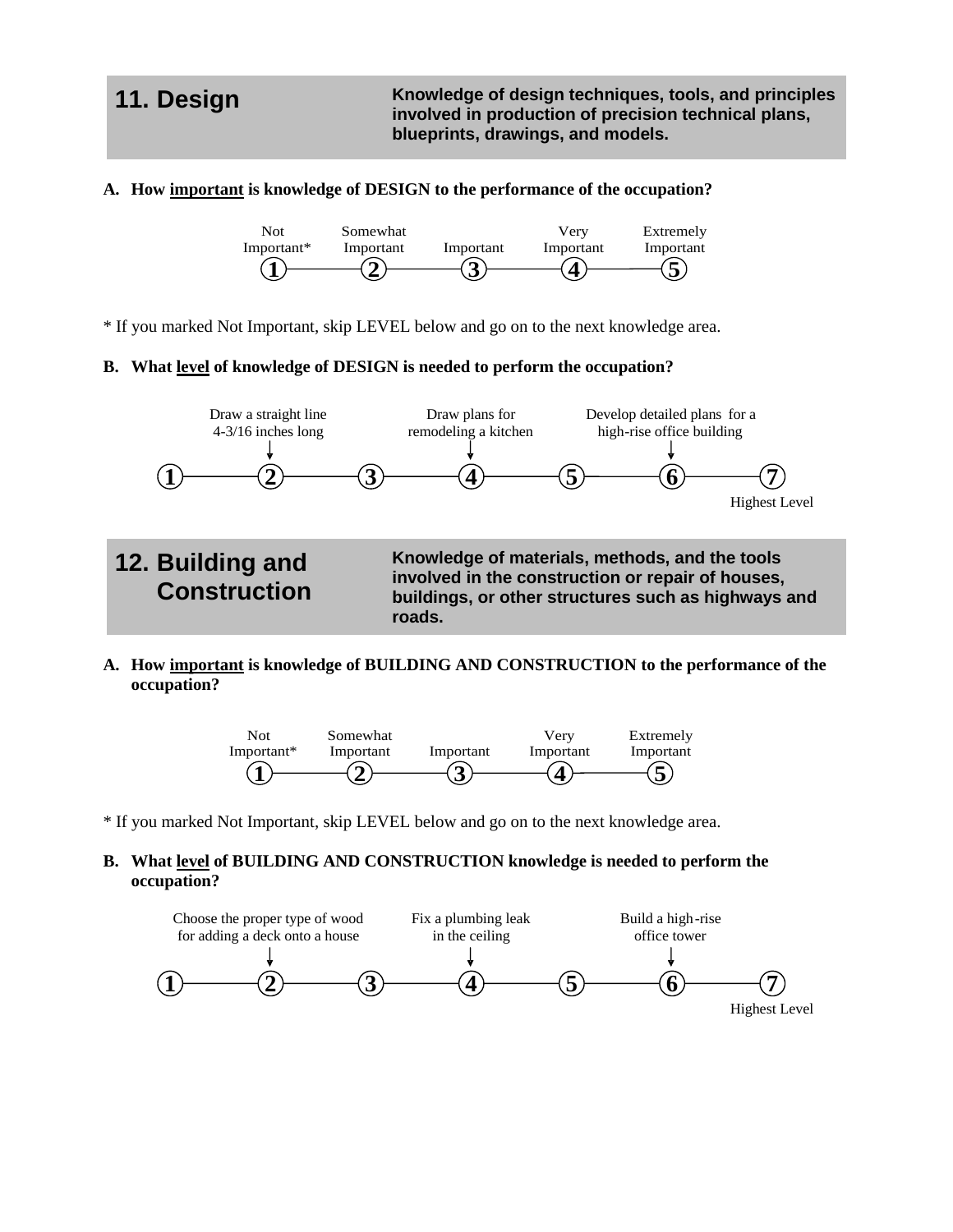## 11. Design

**Knowledge of design techniques, tools, and principles involved in production of precision technical plans, blueprints, drawings, and models.**

**A. How <u>important</u> is knowledge of DESIGN to the performance of the occupation?**

| Not Important* | Somewhat Important | Important | Very Important | Extremely Important |
|---|---|---|---|---|
| 1 | 2 | 3 | 4 | 5 |

* If you marked Not Important, skip LEVEL below and go on to the next knowledge area.

**B. What <u>level</u> of knowledge of DESIGN is needed to perform the occupation?**

| 1 | 2 | 3 | 4 | 5 | 6 | 7 |
|---|---|---|---|---|---|---|
| | Draw a straight line 4-3/16 inches long | | Draw plans for remodeling a kitchen | | Develop detailed plans for a high-rise office building | Highest Level |

## 12. Building and Construction

**Knowledge of materials, methods, and the tools involved in the construction or repair of houses, buildings, or other structures such as highways and roads.**

**A. How <u>important</u> is knowledge of BUILDING AND CONSTRUCTION to the performance of the occupation?**

| Not Important* | Somewhat Important | Important | Very Important | Extremely Important |
|---|---|---|---|---|
| 1 | 2 | 3 | 4 | 5 |

* If you marked Not Important, skip LEVEL below and go on to the next knowledge area.

**B. What <u>level</u> of BUILDING AND CONSTRUCTION knowledge is needed to perform the occupation?**

| 1 | 2 | 3 | 4 | 5 | 6 | 7 |
|---|---|---|---|---|---|---|
| | Choose the proper type of wood for adding a deck onto a house | | Fix a plumbing leak in the ceiling | | Build a high-rise office tower | Highest Level |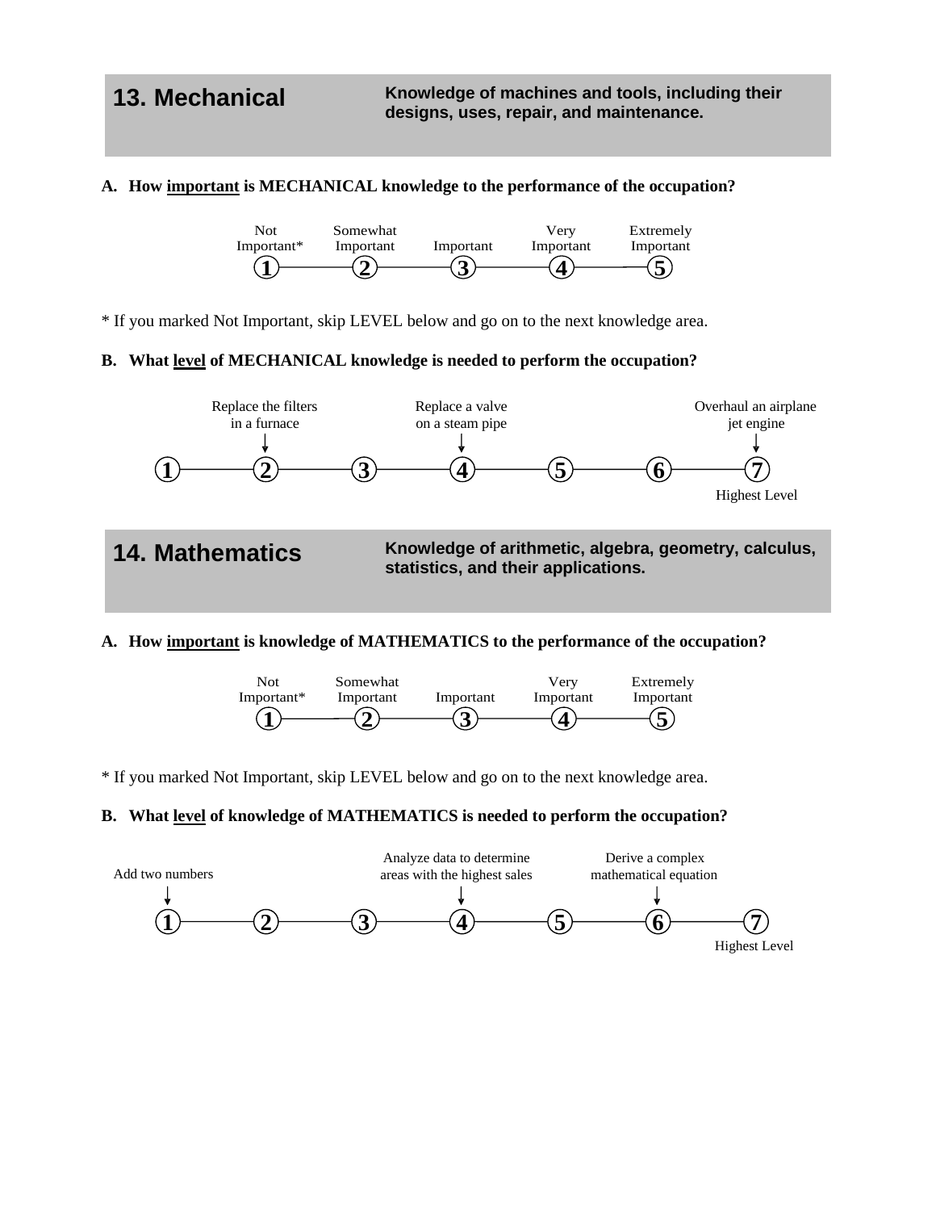## 13. Mechanical

**Knowledge of machines and tools, including their designs, uses, repair, and maintenance.**

**A. How <u>important</u> is MECHANICAL knowledge to the performance of the occupation?**

| Not Important* | Somewhat Important | Important | Very Important | Extremely Important |
|---|---|---|---|---|
| 1 | 2 | 3 | 4 | 5 |

* If you marked Not Important, skip LEVEL below and go on to the next knowledge area.

**B. What <u>level</u> of MECHANICAL knowledge is needed to perform the occupation?**

| 1 | 2 | 3 | 4 | 5 | 6 | 7 |
|---|---|---|---|---|---|---|
| | Replace the filters in a furnace | | Replace a valve on a steam pipe | | | Overhaul an airplane jet engine |
| | | | | | | Highest Level |

## 14. Mathematics

**Knowledge of arithmetic, algebra, geometry, calculus, statistics, and their applications.**

**A. How <u>important</u> is knowledge of MATHEMATICS to the performance of the occupation?**

| Not Important* | Somewhat Important | Important | Very Important | Extremely Important |
|---|---|---|---|---|
| 1 | 2 | 3 | 4 | 5 |

* If you marked Not Important, skip LEVEL below and go on to the next knowledge area.

**B. What <u>level</u> of knowledge of MATHEMATICS is needed to perform the occupation?**

| 1 | 2 | 3 | 4 | 5 | 6 | 7 |
|---|---|---|---|---|---|---|
| Add two numbers | | | Analyze data to determine areas with the highest sales | | Derive a complex mathematical equation | |
| | | | | | | Highest Level |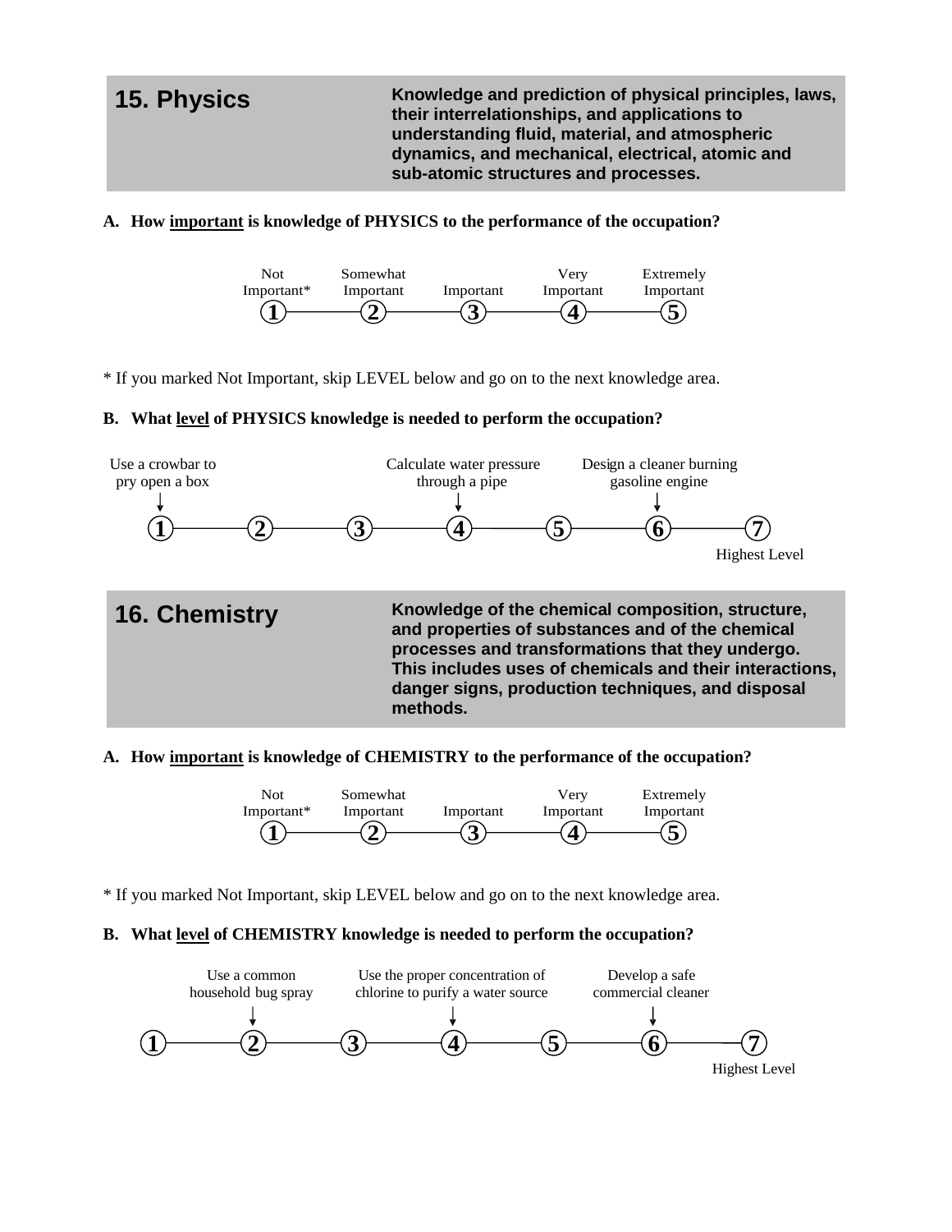## 15. Physics

**Knowledge and prediction of physical principles, laws, their interrelationships, and applications to understanding fluid, material, and atmospheric dynamics, and mechanical, electrical, atomic and sub-atomic structures and processes.**

**A. How important is knowledge of PHYSICS to the performance of the occupation?**

| Not Important* | Somewhat Important | Important | Very Important | Extremely Important |
|---|---|---|---|---|
| 1 | 2 | 3 | 4 | 5 |

\* If you marked Not Important, skip LEVEL below and go on to the next knowledge area.

**B. What level of PHYSICS knowledge is needed to perform the occupation?**

| Use a crowbar to pry open a box | | | Calculate water pressure through a pipe | | Design a cleaner burning gasoline engine | Highest Level |
|---|---|---|---|---|---|---|
| 1 | 2 | 3 | 4 | 5 | 6 | 7 |

## 16. Chemistry

**Knowledge of the chemical composition, structure, and properties of substances and of the chemical processes and transformations that they undergo. This includes uses of chemicals and their interactions, danger signs, production techniques, and disposal methods.**

**A. How important is knowledge of CHEMISTRY to the performance of the occupation?**

| Not Important* | Somewhat Important | Important | Very Important | Extremely Important |
|---|---|---|---|---|
| 1 | 2 | 3 | 4 | 5 |

\* If you marked Not Important, skip LEVEL below and go on to the next knowledge area.

**B. What level of CHEMISTRY knowledge is needed to perform the occupation?**

| | Use a common household bug spray | | Use the proper concentration of chlorine to purify a water source | | Develop a safe commercial cleaner | Highest Level |
|---|---|---|---|---|---|---|
| 1 | 2 | 3 | 4 | 5 | 6 | 7 |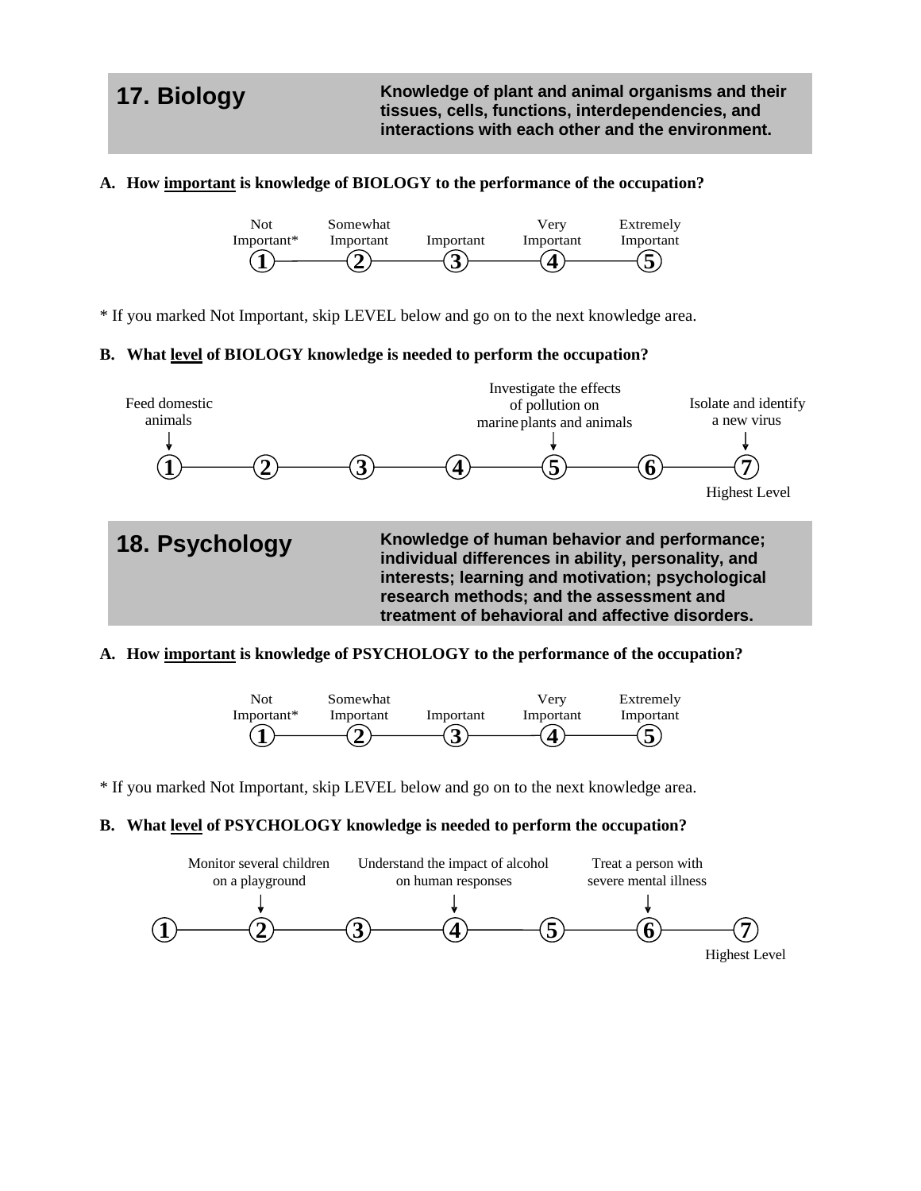## 17. Biology

**Knowledge of plant and animal organisms and their tissues, cells, functions, interdependencies, and interactions with each other and the environment.**

**A. How important is knowledge of BIOLOGY to the performance of the occupation?**

| Not Important* | Somewhat Important | Important | Very Important | Extremely Important |
|---|---|---|---|---|
| 1 | 2 | 3 | 4 | 5 |

\* If you marked Not Important, skip LEVEL below and go on to the next knowledge area.

**B. What level of BIOLOGY knowledge is needed to perform the occupation?**

| 1 | 2 | 3 | 4 | 5 | 6 | 7 |
|---|---|---|---|---|---|---|
| Feed domestic animals | | | | Investigate the effects of pollution on marine plants and animals | | Isolate and identify a new virus |
| | | | | | | Highest Level |

## 18. Psychology

**Knowledge of human behavior and performance; individual differences in ability, personality, and interests; learning and motivation; psychological research methods; and the assessment and treatment of behavioral and affective disorders.**

**A. How important is knowledge of PSYCHOLOGY to the performance of the occupation?**

| Not Important* | Somewhat Important | Important | Very Important | Extremely Important |
|---|---|---|---|---|
| 1 | 2 | 3 | 4 | 5 |

\* If you marked Not Important, skip LEVEL below and go on to the next knowledge area.

**B. What level of PSYCHOLOGY knowledge is needed to perform the occupation?**

| 1 | 2 | 3 | 4 | 5 | 6 | 7 |
|---|---|---|---|---|---|---|
| | Monitor several children on a playground | | Understand the impact of alcohol on human responses | | Treat a person with severe mental illness | |
| | | | | | | Highest Level |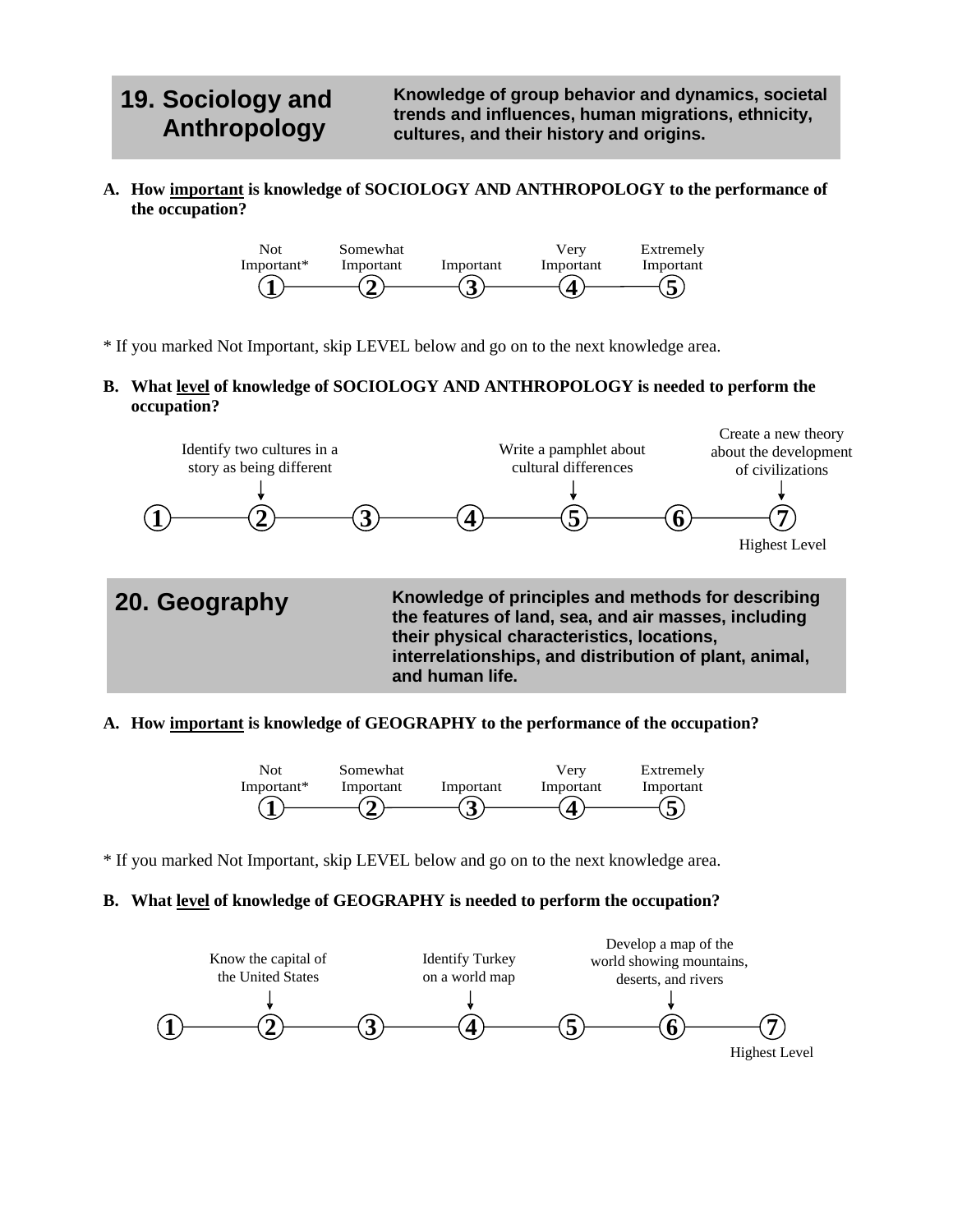## 19. Sociology and Anthropology

**Knowledge of group behavior and dynamics, societal trends and influences, human migrations, ethnicity, cultures, and their history and origins.**

**A. How important is knowledge of SOCIOLOGY AND ANTHROPOLOGY to the performance of the occupation?**

| Not Important* | Somewhat Important | Important | Very Important | Extremely Important |
|---|---|---|---|---|
| 1 | 2 | 3 | 4 | 5 |

\* If you marked Not Important, skip LEVEL below and go on to the next knowledge area.

**B. What level of knowledge of SOCIOLOGY AND ANTHROPOLOGY is needed to perform the occupation?**

| 1 | 2 | 3 | 4 | 5 | 6 | 7 |
|---|---|---|---|---|---|---|
| | Identify two cultures in a story as being different | | | Write a pamphlet about cultural differences | | Create a new theory about the development of civilizations |
| | | | | | | Highest Level |

## 20. Geography

**Knowledge of principles and methods for describing the features of land, sea, and air masses, including their physical characteristics, locations, interrelationships, and distribution of plant, animal, and human life.**

**A. How important is knowledge of GEOGRAPHY to the performance of the occupation?**

| Not Important* | Somewhat Important | Important | Very Important | Extremely Important |
|---|---|---|---|---|
| 1 | 2 | 3 | 4 | 5 |

\* If you marked Not Important, skip LEVEL below and go on to the next knowledge area.

**B. What level of knowledge of GEOGRAPHY is needed to perform the occupation?**

| 1 | 2 | 3 | 4 | 5 | 6 | 7 |
|---|---|---|---|---|---|---|
| | Know the capital of the United States | | Identify Turkey on a world map | | Develop a map of the world showing mountains, deserts, and rivers | |
| | | | | | | Highest Level |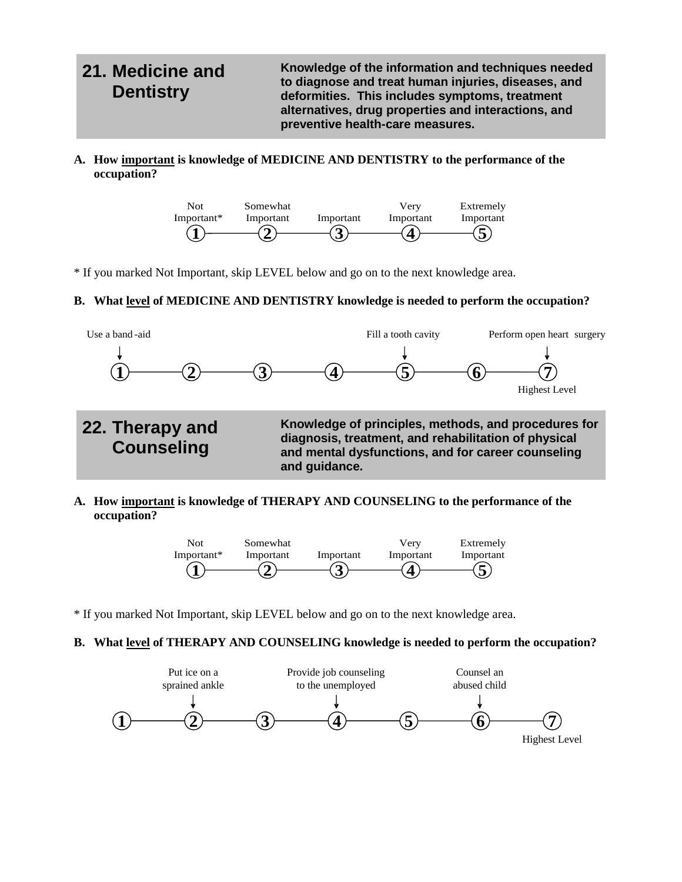## 21. Medicine and Dentistry

**Knowledge of the information and techniques needed to diagnose and treat human injuries, diseases, and deformities. This includes symptoms, treatment alternatives, drug properties and interactions, and preventive health-care measures.**

**A. How important is knowledge of MEDICINE AND DENTISTRY to the performance of the occupation?**

| Not Important* | Somewhat Important | Important | Very Important | Extremely Important |
|---|---|---|---|---|
| 1 | 2 | 3 | 4 | 5 |

* If you marked Not Important, skip LEVEL below and go on to the next knowledge area.

**B. What level of MEDICINE AND DENTISTRY knowledge is needed to perform the occupation?**

| 1 | 2 | 3 | 4 | 5 | 6 | 7 |
|---|---|---|---|---|---|---|
| Use a band-aid | | | | Fill a tooth cavity | | Perform open heart surgery |
| | | | | | | Highest Level |

## 22. Therapy and Counseling

**Knowledge of principles, methods, and procedures for diagnosis, treatment, and rehabilitation of physical and mental dysfunctions, and for career counseling and guidance.**

**A. How important is knowledge of THERAPY AND COUNSELING to the performance of the occupation?**

| Not Important* | Somewhat Important | Important | Very Important | Extremely Important |
|---|---|---|---|---|
| 1 | 2 | 3 | 4 | 5 |

* If you marked Not Important, skip LEVEL below and go on to the next knowledge area.

**B. What level of THERAPY AND COUNSELING knowledge is needed to perform the occupation?**

| 1 | 2 | 3 | 4 | 5 | 6 | 7 |
|---|---|---|---|---|---|---|
| | Put ice on a sprained ankle | | Provide job counseling to the unemployed | | Counsel an abused child | |
| | | | | | | Highest Level |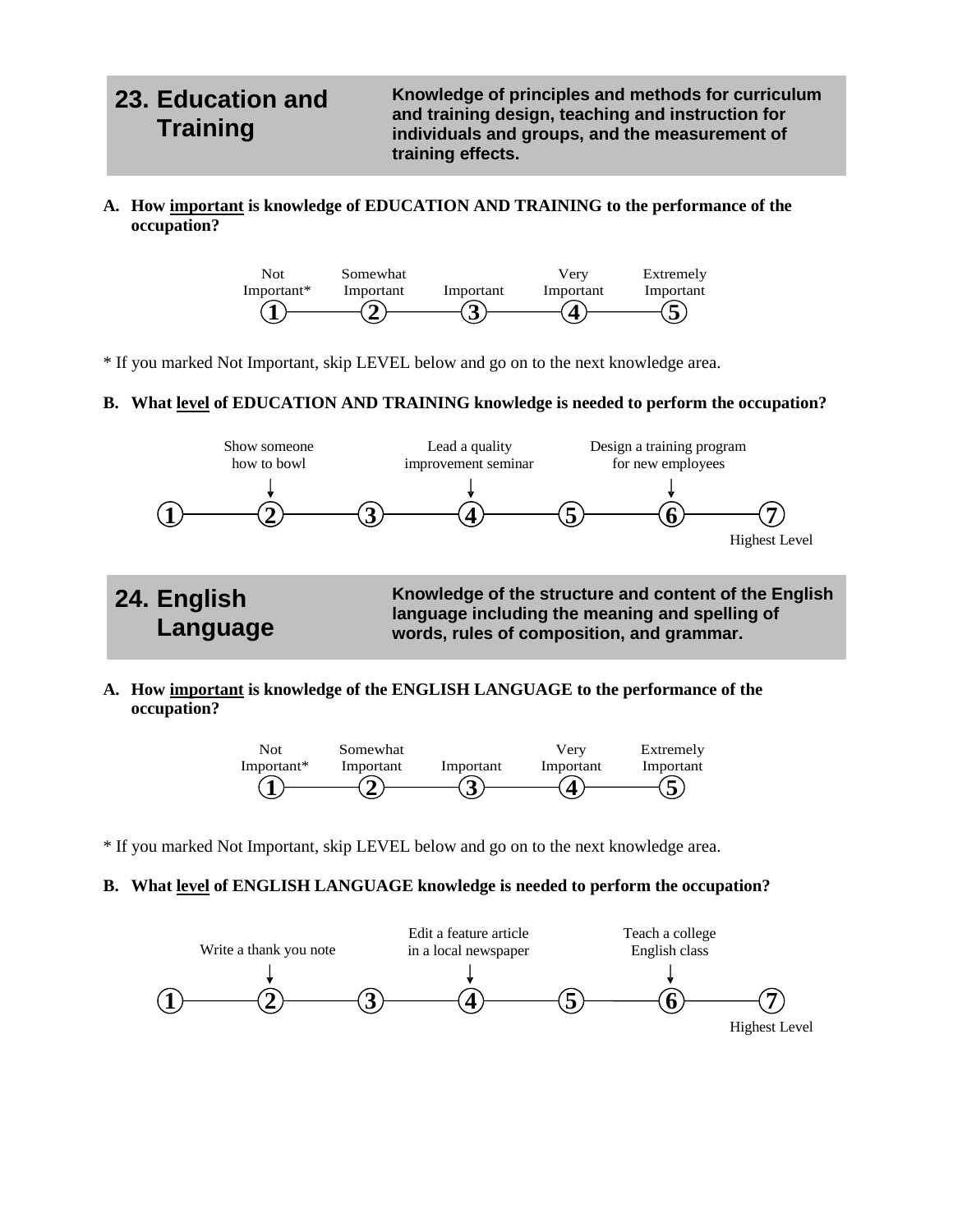## 23. Education and Training

**Knowledge of principles and methods for curriculum and training design, teaching and instruction for individuals and groups, and the measurement of training effects.**

**A. How important is knowledge of EDUCATION AND TRAINING to the performance of the occupation?**

| Not Important* | Somewhat Important | Important | Very Important | Extremely Important |
|---|---|---|---|---|
| 1 | 2 | 3 | 4 | 5 |

\* If you marked Not Important, skip LEVEL below and go on to the next knowledge area.

**B. What level of EDUCATION AND TRAINING knowledge is needed to perform the occupation?**

| 1 | 2 | 3 | 4 | 5 | 6 | 7 |
|---|---|---|---|---|---|---|
| | Show someone how to bowl | | Lead a quality improvement seminar | | Design a training program for new employees | Highest Level |

## 24. English Language

**Knowledge of the structure and content of the English language including the meaning and spelling of words, rules of composition, and grammar.**

**A. How important is knowledge of the ENGLISH LANGUAGE to the performance of the occupation?**

| Not Important* | Somewhat Important | Important | Very Important | Extremely Important |
|---|---|---|---|---|
| 1 | 2 | 3 | 4 | 5 |

\* If you marked Not Important, skip LEVEL below and go on to the next knowledge area.

**B. What level of ENGLISH LANGUAGE knowledge is needed to perform the occupation?**

| 1 | 2 | 3 | 4 | 5 | 6 | 7 |
|---|---|---|---|---|---|---|
| | Write a thank you note | | Edit a feature article in a local newspaper | | Teach a college English class | Highest Level |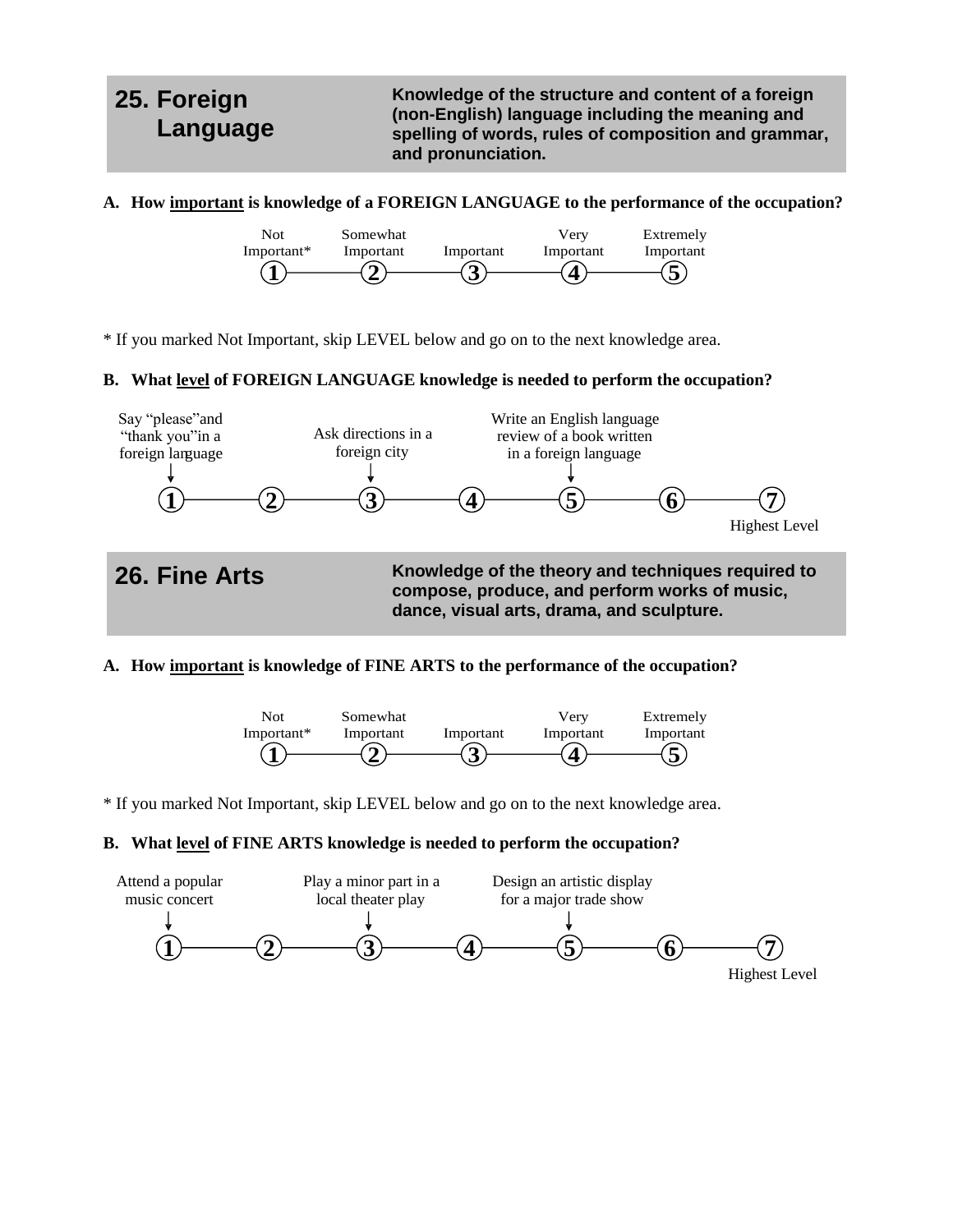## 25. Foreign Language

**Knowledge of the structure and content of a foreign (non-English) language including the meaning and spelling of words, rules of composition and grammar, and pronunciation.**

**A. How important is knowledge of a FOREIGN LANGUAGE to the performance of the occupation?**

| Not Important* | Somewhat Important | Important | Very Important | Extremely Important |
|---|---|---|---|---|
| 1 | 2 | 3 | 4 | 5 |

\* If you marked Not Important, skip LEVEL below and go on to the next knowledge area.

**B. What level of FOREIGN LANGUAGE knowledge is needed to perform the occupation?**

| 1 | 2 | 3 | 4 | 5 | 6 | 7 |
|---|---|---|---|---|---|---|
| Say "please" and "thank you" in a foreign language | | Ask directions in a foreign city | | Write an English language review of a book written in a foreign language | | Highest Level |

## 26. Fine Arts

**Knowledge of the theory and techniques required to compose, produce, and perform works of music, dance, visual arts, drama, and sculpture.**

**A. How important is knowledge of FINE ARTS to the performance of the occupation?**

| Not Important* | Somewhat Important | Important | Very Important | Extremely Important |
|---|---|---|---|---|
| 1 | 2 | 3 | 4 | 5 |

\* If you marked Not Important, skip LEVEL below and go on to the next knowledge area.

**B. What level of FINE ARTS knowledge is needed to perform the occupation?**

| 1 | 2 | 3 | 4 | 5 | 6 | 7 |
|---|---|---|---|---|---|---|
| Attend a popular music concert | | Play a minor part in a local theater play | | Design an artistic display for a major trade show | | Highest Level |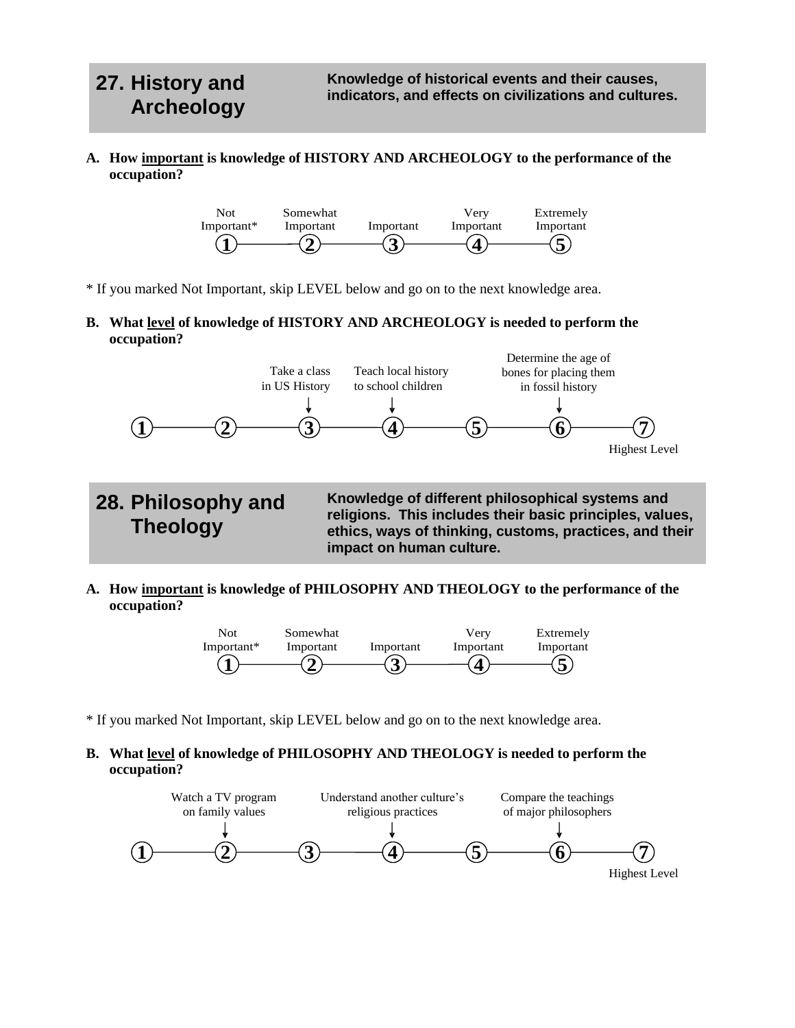## 27. History and Archeology

**Knowledge of historical events and their causes, indicators, and effects on civilizations and cultures.**

**A. How important is knowledge of HISTORY AND ARCHEOLOGY to the performance of the occupation?**

| Not Important* | Somewhat Important | Important | Very Important | Extremely Important |
|---|---|---|---|---|
| 1 | 2 | 3 | 4 | 5 |

* If you marked Not Important, skip LEVEL below and go on to the next knowledge area.

**B. What level of knowledge of HISTORY AND ARCHEOLOGY is needed to perform the occupation?**

| 1 | 2 | 3 | 4 | 5 | 6 | 7 |
|---|---|---|---|---|---|---|
| | | Take a class in US History | Teach local history to school children | | Determine the age of bones for placing them in fossil history | Highest Level |

## 28. Philosophy and Theology

**Knowledge of different philosophical systems and religions. This includes their basic principles, values, ethics, ways of thinking, customs, practices, and their impact on human culture.**

**A. How important is knowledge of PHILOSOPHY AND THEOLOGY to the performance of the occupation?**

| Not Important* | Somewhat Important | Important | Very Important | Extremely Important |
|---|---|---|---|---|
| 1 | 2 | 3 | 4 | 5 |

* If you marked Not Important, skip LEVEL below and go on to the next knowledge area.

**B. What level of knowledge of PHILOSOPHY AND THEOLOGY is needed to perform the occupation?**

| 1 | 2 | 3 | 4 | 5 | 6 | 7 |
|---|---|---|---|---|---|---|
| | Watch a TV program on family values | | Understand another culture's religious practices | | Compare the teachings of major philosophers | Highest Level |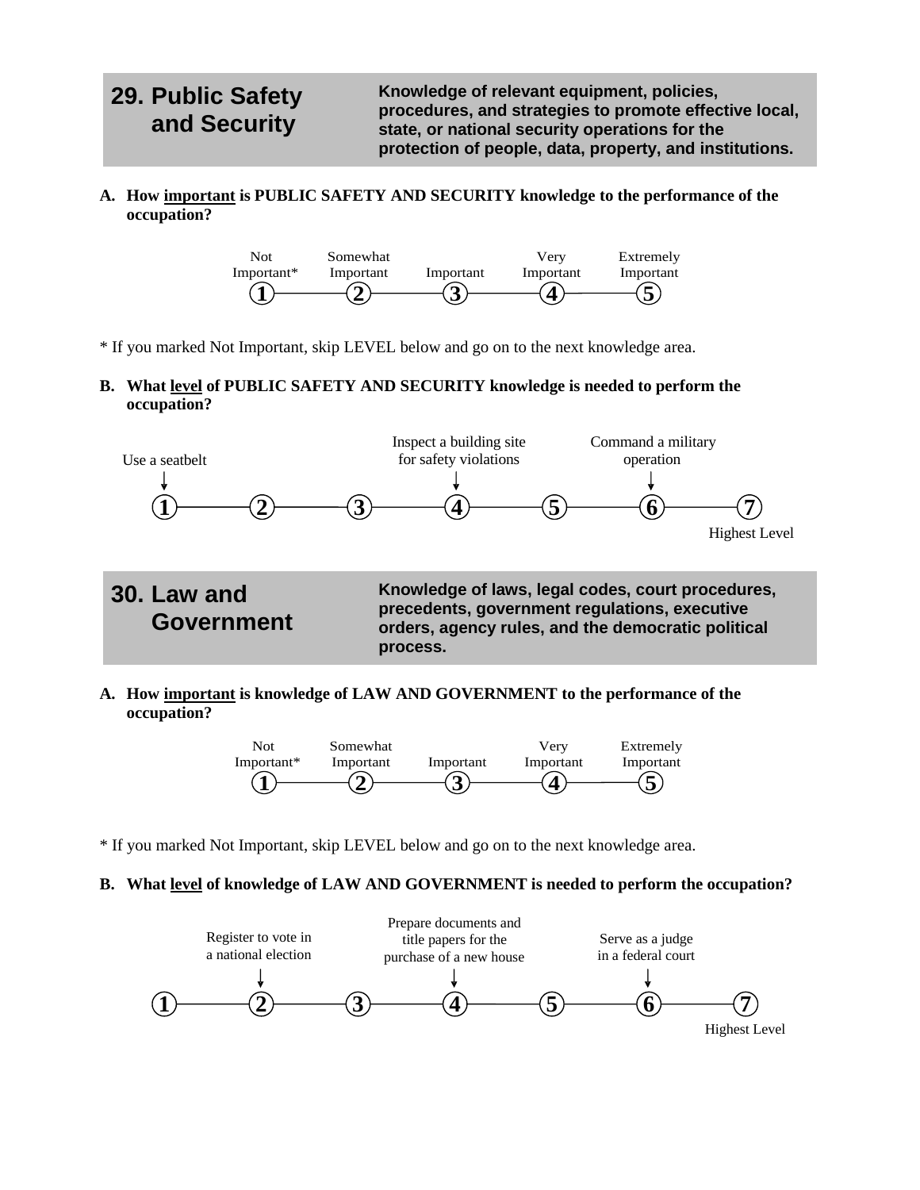## 29. Public Safety and Security

**Knowledge of relevant equipment, policies, procedures, and strategies to promote effective local, state, or national security operations for the protection of people, data, property, and institutions.**

**A. How important is PUBLIC SAFETY AND SECURITY knowledge to the performance of the occupation?**

| Not Important* | Somewhat Important | Important | Very Important | Extremely Important |
|---|---|---|---|---|
| 1 | 2 | 3 | 4 | 5 |

* If you marked Not Important, skip LEVEL below and go on to the next knowledge area.

**B. What level of PUBLIC SAFETY AND SECURITY knowledge is needed to perform the occupation?**

| 1 | 2 | 3 | 4 | 5 | 6 | 7 |
|---|---|---|---|---|---|---|
| Use a seatbelt | | | Inspect a building site for safety violations | | Command a military operation | Highest Level |

## 30. Law and Government

**Knowledge of laws, legal codes, court procedures, precedents, government regulations, executive orders, agency rules, and the democratic political process.**

**A. How important is knowledge of LAW AND GOVERNMENT to the performance of the occupation?**

| Not Important* | Somewhat Important | Important | Very Important | Extremely Important |
|---|---|---|---|---|
| 1 | 2 | 3 | 4 | 5 |

* If you marked Not Important, skip LEVEL below and go on to the next knowledge area.

**B. What level of knowledge of LAW AND GOVERNMENT is needed to perform the occupation?**

| 1 | 2 | 3 | 4 | 5 | 6 | 7 |
|---|---|---|---|---|---|---|
| | Register to vote in a national election | | Prepare documents and title papers for the purchase of a new house | | Serve as a judge in a federal court | Highest Level |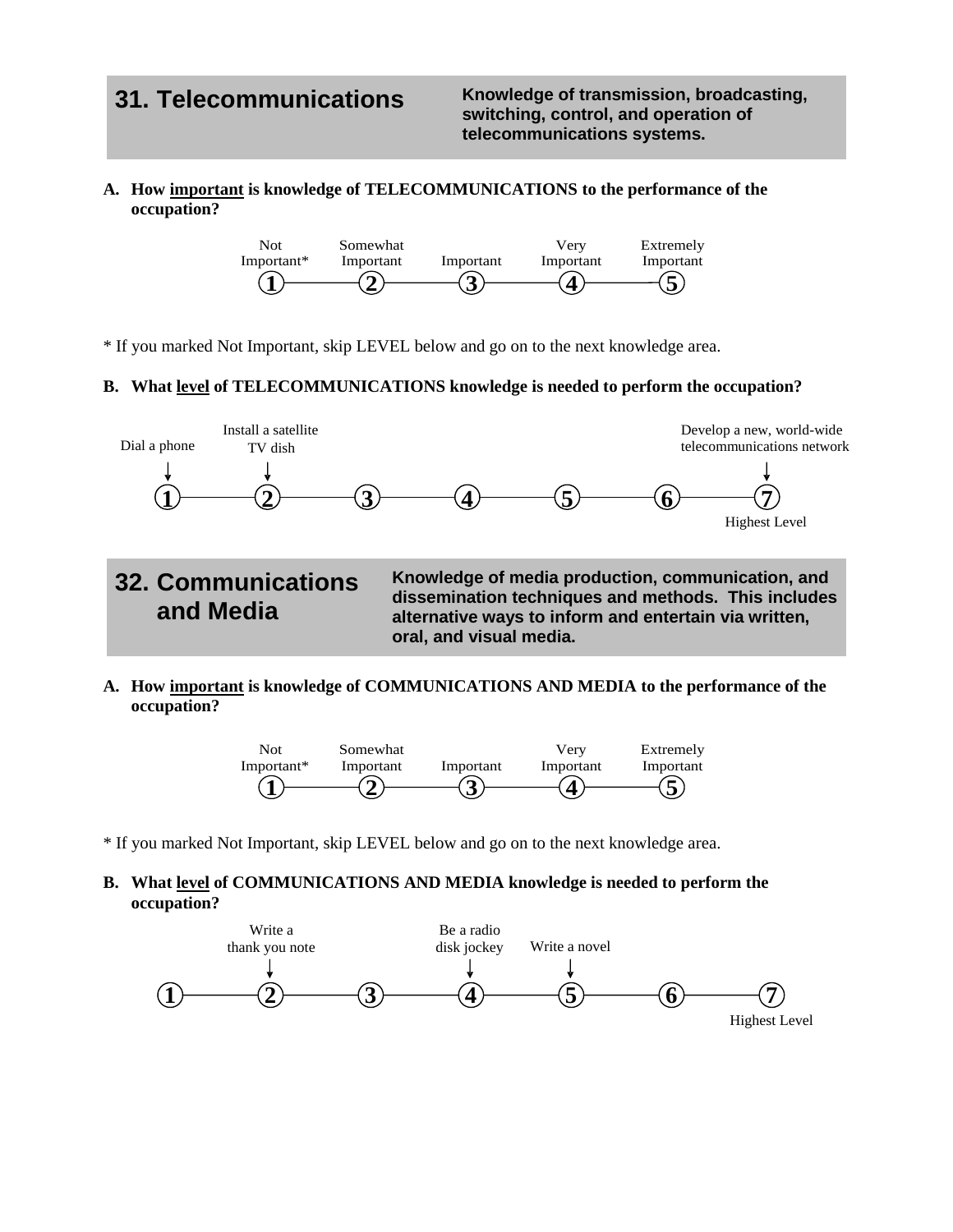## 31. Telecommunications

**Knowledge of transmission, broadcasting, switching, control, and operation of telecommunications systems.**

**A. How <u>important</u> is knowledge of TELECOMMUNICATIONS to the performance of the occupation?**

| Not Important* | Somewhat Important | Important | Very Important | Extremely Important |
|---|---|---|---|---|
| 1 | 2 | 3 | 4 | 5 |

\* If you marked Not Important, skip LEVEL below and go on to the next knowledge area.

**B. What <u>level</u> of TELECOMMUNICATIONS knowledge is needed to perform the occupation?**

| Dial a phone | Install a satellite TV dish | | | | | Develop a new, world-wide telecommunications network |
|---|---|---|---|---|---|---|
| 1 | 2 | 3 | 4 | 5 | 6 | 7 |
| | | | | | | Highest Level |

## 32. Communications and Media

**Knowledge of media production, communication, and dissemination techniques and methods. This includes alternative ways to inform and entertain via written, oral, and visual media.**

**A. How <u>important</u> is knowledge of COMMUNICATIONS AND MEDIA to the performance of the occupation?**

| Not Important* | Somewhat Important | Important | Very Important | Extremely Important |
|---|---|---|---|---|
| 1 | 2 | 3 | 4 | 5 |

\* If you marked Not Important, skip LEVEL below and go on to the next knowledge area.

**B. What <u>level</u> of COMMUNICATIONS AND MEDIA knowledge is needed to perform the occupation?**

| | Write a thank you note | | Be a radio disk jockey | Write a novel | | |
|---|---|---|---|---|---|---|
| 1 | 2 | 3 | 4 | 5 | 6 | 7 |
| | | | | | | Highest Level |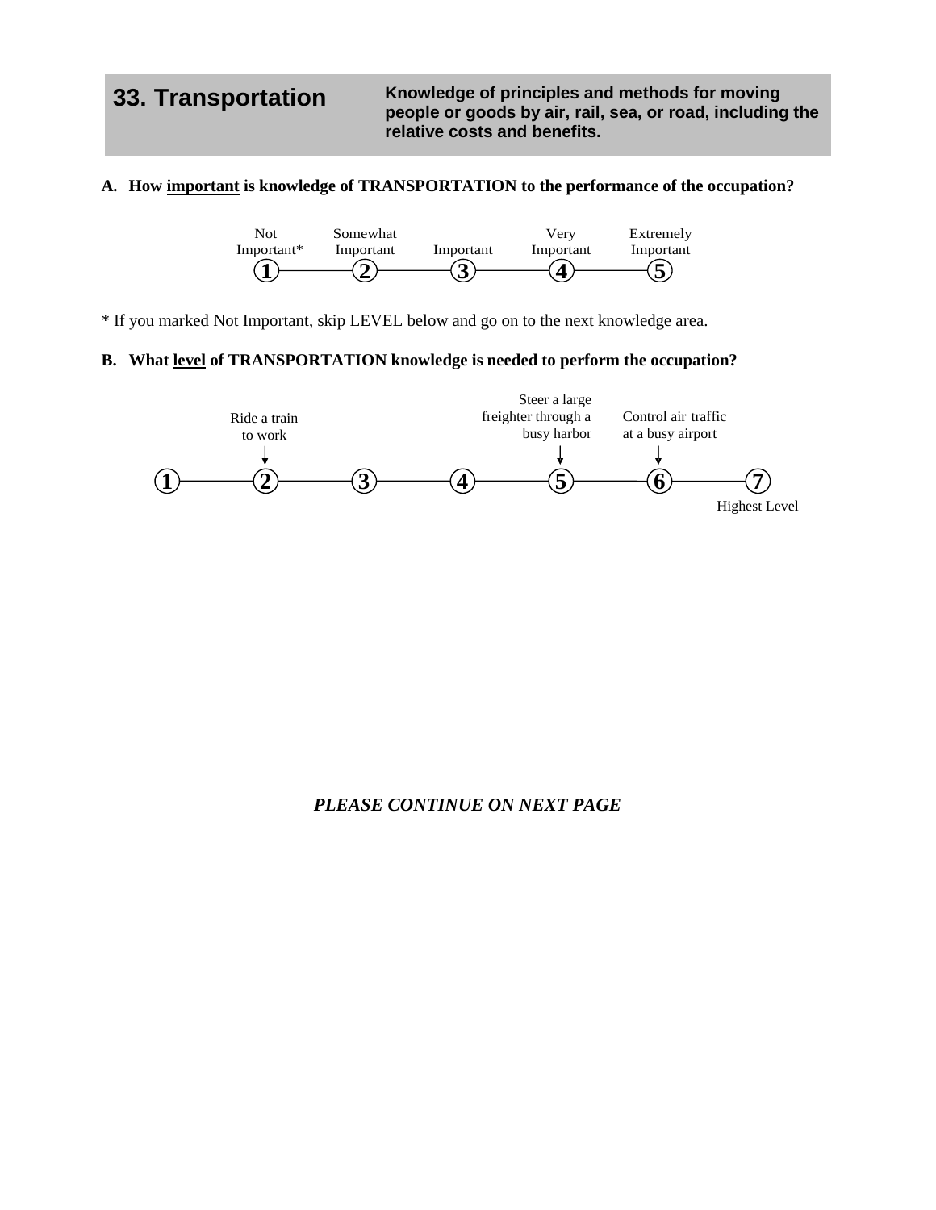## 33. Transportation

**Knowledge of principles and methods for moving people or goods by air, rail, sea, or road, including the relative costs and benefits.**

**A. How important is knowledge of TRANSPORTATION to the performance of the occupation?**

| Not Important* | Somewhat Important | Important | Very Important | Extremely Important |
|---|---|---|---|---|
| 1 | 2 | 3 | 4 | 5 |

* If you marked Not Important, skip LEVEL below and go on to the next knowledge area.

**B. What level of TRANSPORTATION knowledge is needed to perform the occupation?**

| 1 | 2 | 3 | 4 | 5 | 6 | 7 |
|---|---|---|---|---|---|---|
| | Ride a train to work | | | Steer a large freighter through a busy harbor | Control air traffic at a busy airport | Highest Level |

***PLEASE CONTINUE ON NEXT PAGE***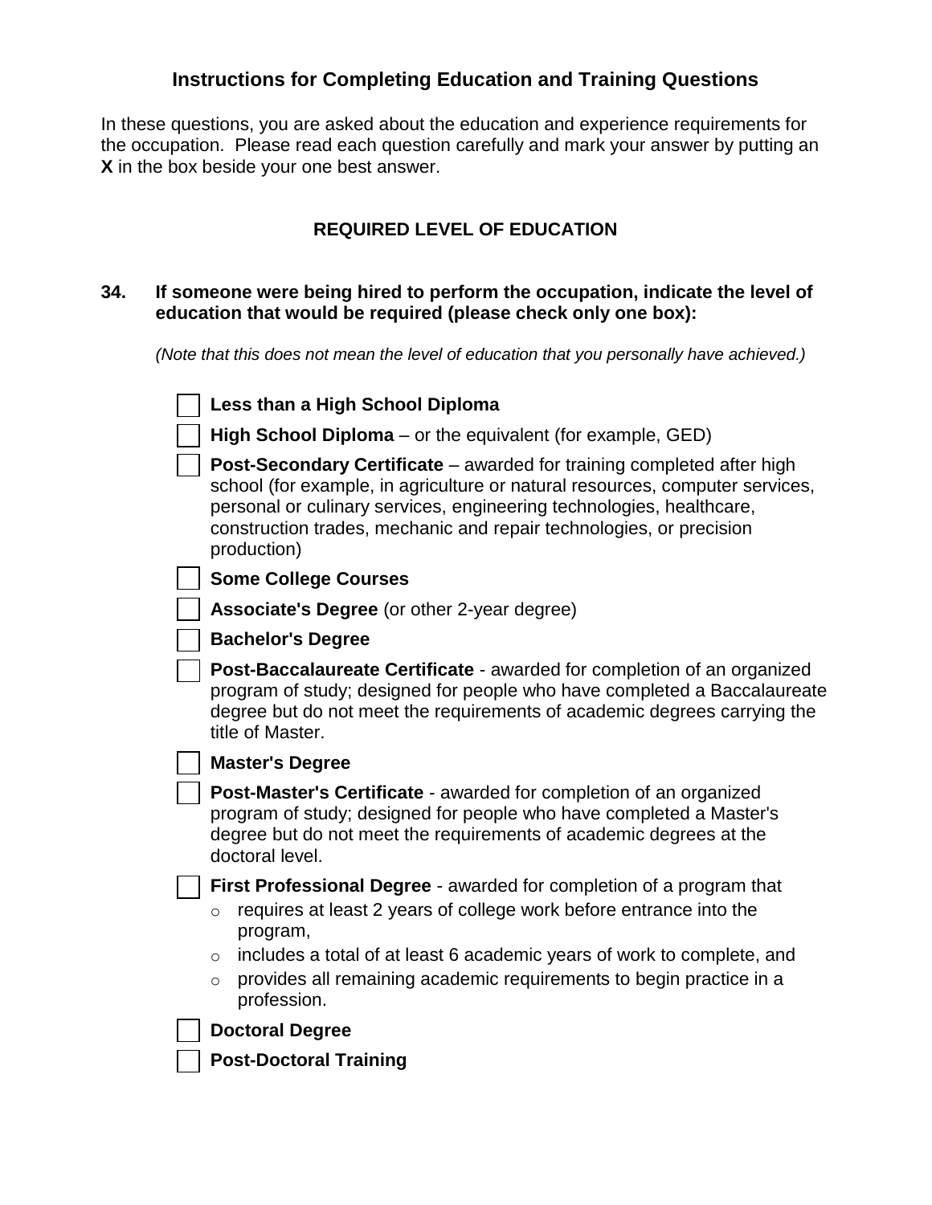## Instructions for Completing Education and Training Questions

In these questions, you are asked about the education and experience requirements for the occupation. Please read each question carefully and mark your answer by putting an **X** in the box beside your one best answer.

### REQUIRED LEVEL OF EDUCATION

**34. If someone were being hired to perform the occupation, indicate the level of education that would be required (please check only one box):**

*(Note that this does not mean the level of education that you personally have achieved.)*

- ☐ **Less than a High School Diploma**
- ☐ **High School Diploma** – or the equivalent (for example, GED)
- ☐ **Post-Secondary Certificate** – awarded for training completed after high school (for example, in agriculture or natural resources, computer services, personal or culinary services, engineering technologies, healthcare, construction trades, mechanic and repair technologies, or precision production)
- ☐ **Some College Courses**
- ☐ **Associate's Degree** (or other 2-year degree)
- ☐ **Bachelor's Degree**
- ☐ **Post-Baccalaureate Certificate** - awarded for completion of an organized program of study; designed for people who have completed a Baccalaureate degree but do not meet the requirements of academic degrees carrying the title of Master.
- ☐ **Master's Degree**
- ☐ **Post-Master's Certificate** - awarded for completion of an organized program of study; designed for people who have completed a Master's degree but do not meet the requirements of academic degrees at the doctoral level.
- ☐ **First Professional Degree** - awarded for completion of a program that
  - requires at least 2 years of college work before entrance into the program,
  - includes a total of at least 6 academic years of work to complete, and
  - provides all remaining academic requirements to begin practice in a profession.
- ☐ **Doctoral Degree**
- ☐ **Post-Doctoral Training**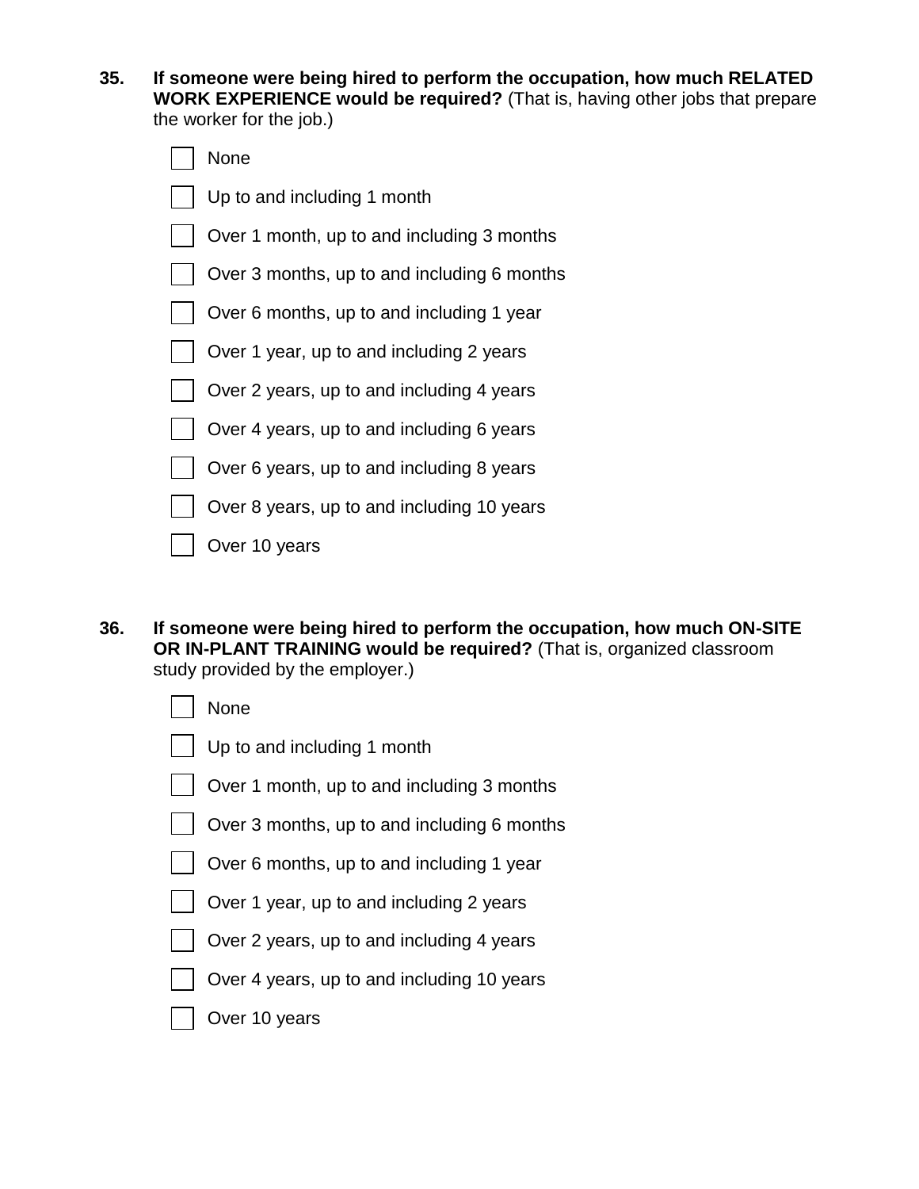**35. If someone were being hired to perform the occupation, how much RELATED WORK EXPERIENCE would be required?** (That is, having other jobs that prepare the worker for the job.)

- [ ] None
- [ ] Up to and including 1 month
- [ ] Over 1 month, up to and including 3 months
- [ ] Over 3 months, up to and including 6 months
- [ ] Over 6 months, up to and including 1 year
- [ ] Over 1 year, up to and including 2 years
- [ ] Over 2 years, up to and including 4 years
- [ ] Over 4 years, up to and including 6 years
- [ ] Over 6 years, up to and including 8 years
- [ ] Over 8 years, up to and including 10 years
- [ ] Over 10 years

**36. If someone were being hired to perform the occupation, how much ON-SITE OR IN-PLANT TRAINING would be required?** (That is, organized classroom study provided by the employer.)

- [ ] None
- [ ] Up to and including 1 month
- [ ] Over 1 month, up to and including 3 months
- [ ] Over 3 months, up to and including 6 months
- [ ] Over 6 months, up to and including 1 year
- [ ] Over 1 year, up to and including 2 years
- [ ] Over 2 years, up to and including 4 years
- [ ] Over 4 years, up to and including 10 years
- [ ] Over 10 years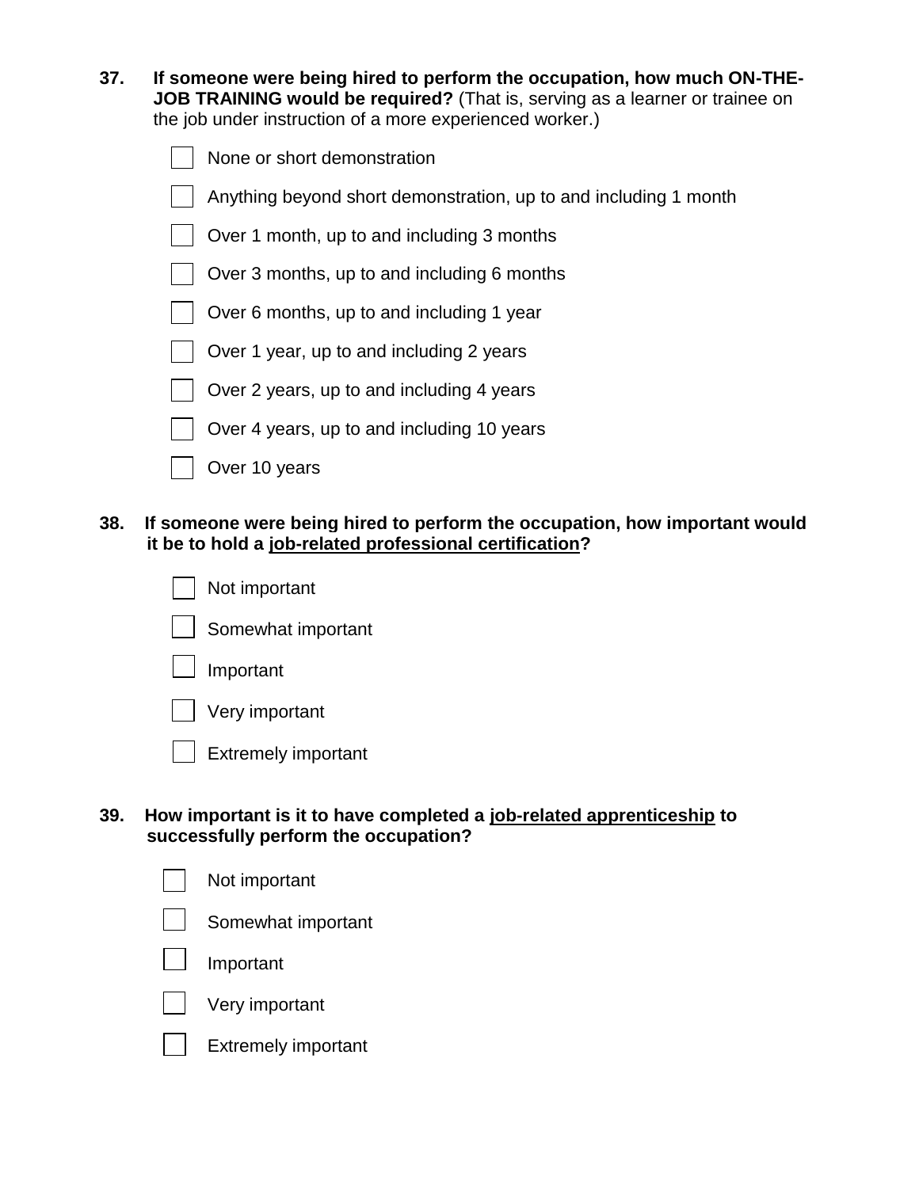**37. If someone were being hired to perform the occupation, how much ON-THE-JOB TRAINING would be required?** (That is, serving as a learner or trainee on the job under instruction of a more experienced worker.)

- ☐ None or short demonstration
- ☐ Anything beyond short demonstration, up to and including 1 month
- ☐ Over 1 month, up to and including 3 months
- ☐ Over 3 months, up to and including 6 months
- ☐ Over 6 months, up to and including 1 year
- ☐ Over 1 year, up to and including 2 years
- ☐ Over 2 years, up to and including 4 years
- ☐ Over 4 years, up to and including 10 years
- ☐ Over 10 years

**38. If someone were being hired to perform the occupation, how important would it be to hold a <u>job-related professional certification</u>?**

- ☐ Not important
- ☐ Somewhat important
- ☐ Important
- ☐ Very important
- ☐ Extremely important

**39. How important is it to have completed a <u>job-related apprenticeship</u> to successfully perform the occupation?**

- ☐ Not important
- ☐ Somewhat important
- ☐ Important
- ☐ Very important
- ☐ Extremely important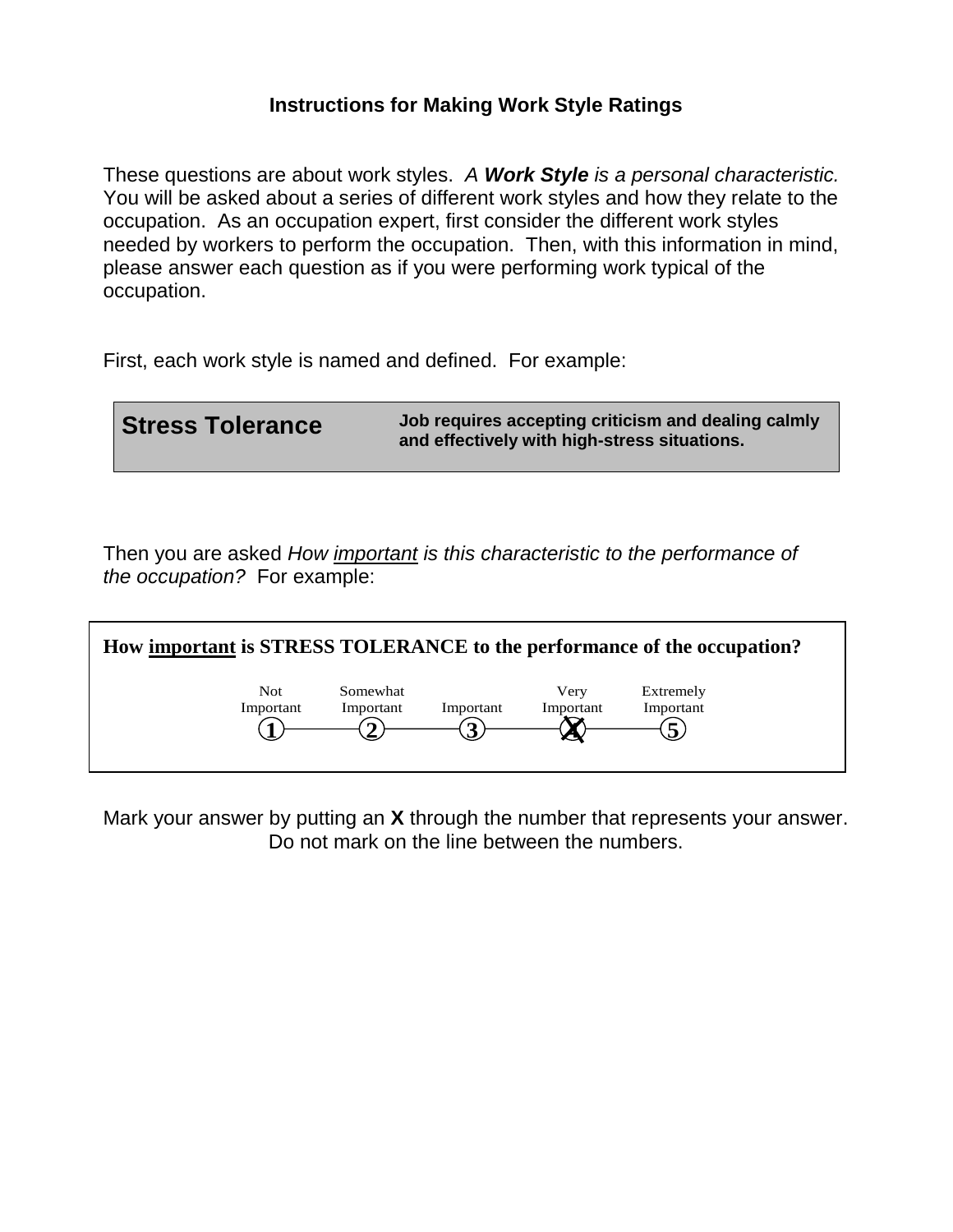### Instructions for Making Work Style Ratings

These questions are about work styles. *A **Work Style** is a personal characteristic.* You will be asked about a series of different work styles and how they relate to the occupation. As an occupation expert, first consider the different work styles needed by workers to perform the occupation. Then, with this information in mind, please answer each question as if you were performing work typical of the occupation.

First, each work style is named and defined. For example:

| **Stress Tolerance** | **Job requires accepting criticism and dealing calmly and effectively with high-stress situations.** |
|---|---|

Then you are asked *How important is this characteristic to the performance of the occupation?* For example:

**How important is STRESS TOLERANCE to the performance of the occupation?**

| Not Important | Somewhat Important | Important | Very Important | Extremely Important |
|---|---|---|---|---|
| 1 | 2 | 3 | X (4) | 5 |

Mark your answer by putting an **X** through the number that represents your answer. Do not mark on the line between the numbers.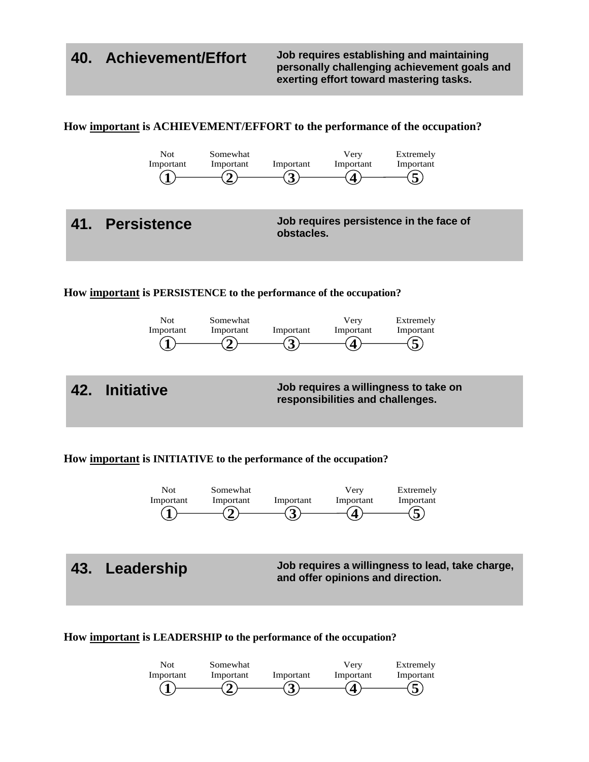## 40. Achievement/Effort

**Job requires establishing and maintaining personally challenging achievement goals and exerting effort toward mastering tasks.**

**How important is ACHIEVEMENT/EFFORT to the performance of the occupation?**

| Not Important | Somewhat Important | Important | Very Important | Extremely Important |
|---|---|---|---|---|
| 1 | 2 | 3 | 4 | 5 |

## 41. Persistence

**Job requires persistence in the face of obstacles.**

**How important is PERSISTENCE to the performance of the occupation?**

| Not Important | Somewhat Important | Important | Very Important | Extremely Important |
|---|---|---|---|---|
| 1 | 2 | 3 | 4 | 5 |

## 42. Initiative

**Job requires a willingness to take on responsibilities and challenges.**

**How important is INITIATIVE to the performance of the occupation?**

| Not Important | Somewhat Important | Important | Very Important | Extremely Important |
|---|---|---|---|---|
| 1 | 2 | 3 | 4 | 5 |

## 43. Leadership

**Job requires a willingness to lead, take charge, and offer opinions and direction.**

**How important is LEADERSHIP to the performance of the occupation?**

| Not Important | Somewhat Important | Important | Very Important | Extremely Important |
|---|---|---|---|---|
| 1 | 2 | 3 | 4 | 5 |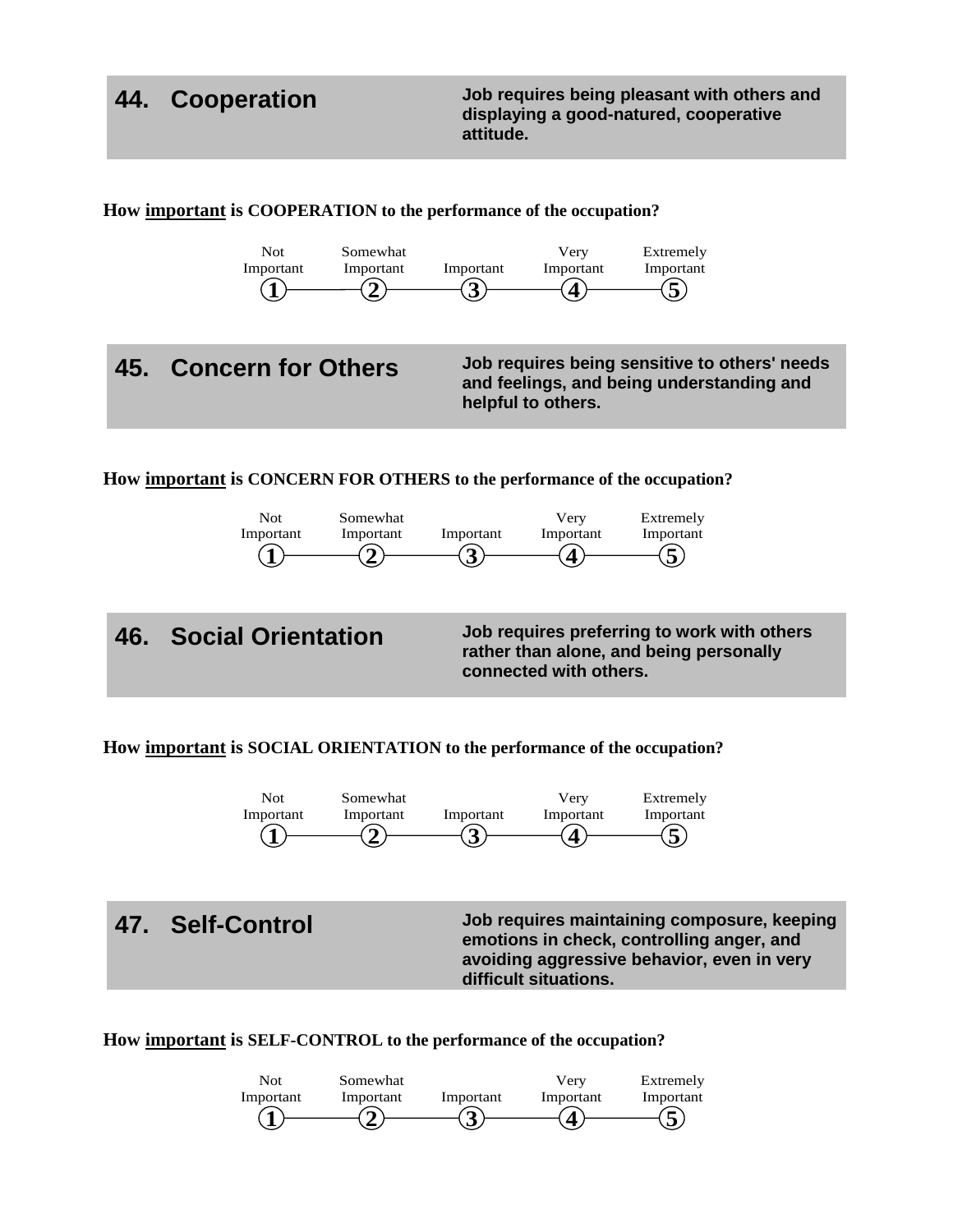## 44. Cooperation

**Job requires being pleasant with others and displaying a good-natured, cooperative attitude.**

**How important is COOPERATION to the performance of the occupation?**

| Not Important | Somewhat Important | Important | Very Important | Extremely Important |
|---|---|---|---|---|
| 1 | 2 | 3 | 4 | 5 |

## 45. Concern for Others

**Job requires being sensitive to others' needs and feelings, and being understanding and helpful to others.**

**How important is CONCERN FOR OTHERS to the performance of the occupation?**

| Not Important | Somewhat Important | Important | Very Important | Extremely Important |
|---|---|---|---|---|
| 1 | 2 | 3 | 4 | 5 |

## 46. Social Orientation

**Job requires preferring to work with others rather than alone, and being personally connected with others.**

**How important is SOCIAL ORIENTATION to the performance of the occupation?**

| Not Important | Somewhat Important | Important | Very Important | Extremely Important |
|---|---|---|---|---|
| 1 | 2 | 3 | 4 | 5 |

## 47. Self-Control

**Job requires maintaining composure, keeping emotions in check, controlling anger, and avoiding aggressive behavior, even in very difficult situations.**

**How important is SELF-CONTROL to the performance of the occupation?**

| Not Important | Somewhat Important | Important | Very Important | Extremely Important |
|---|---|---|---|---|
| 1 | 2 | 3 | 4 | 5 |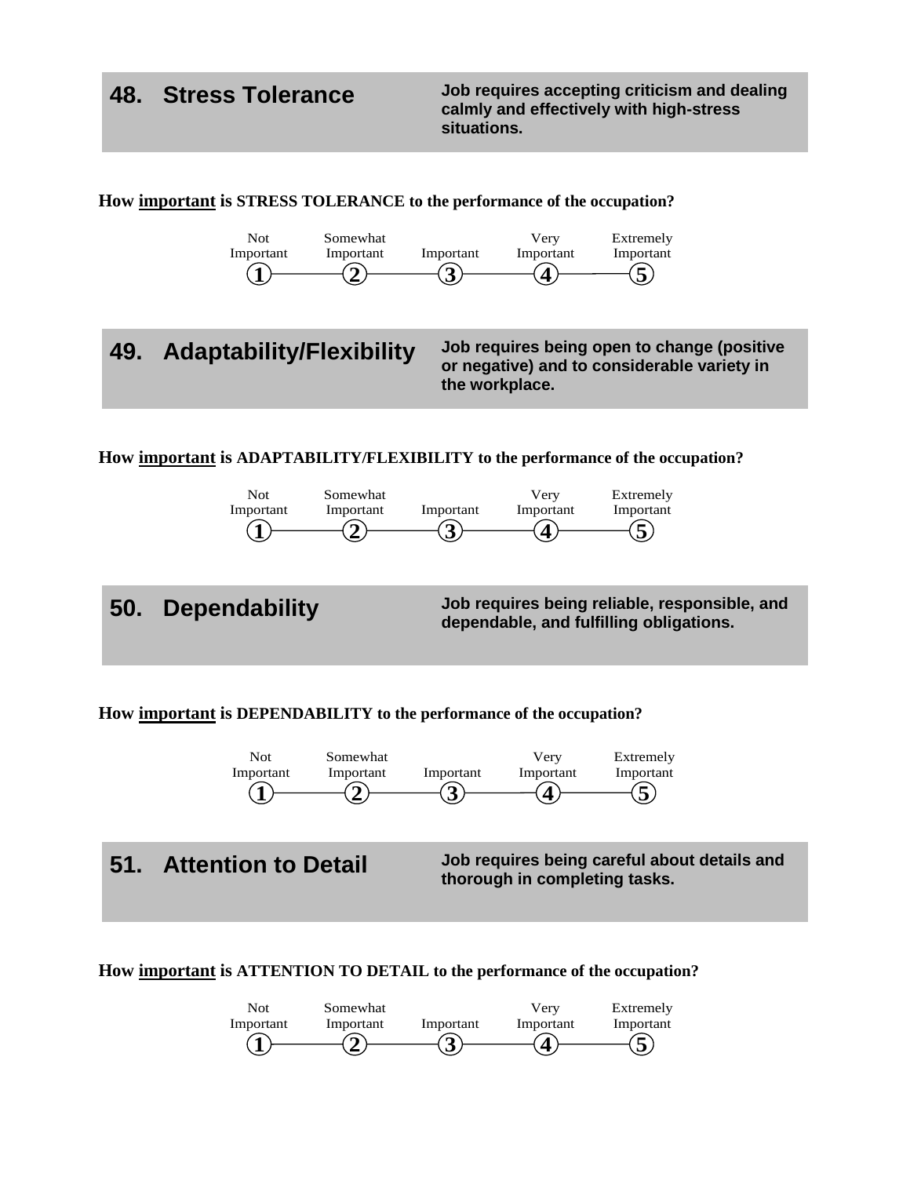## 48. Stress Tolerance

**Job requires accepting criticism and dealing calmly and effectively with high-stress situations.**

**How important is STRESS TOLERANCE to the performance of the occupation?**

| Not Important | Somewhat Important | Important | Very Important | Extremely Important |
|---|---|---|---|---|
| 1 | 2 | 3 | 4 | 5 |

## 49. Adaptability/Flexibility

**Job requires being open to change (positive or negative) and to considerable variety in the workplace.**

**How important is ADAPTABILITY/FLEXIBILITY to the performance of the occupation?**

| Not Important | Somewhat Important | Important | Very Important | Extremely Important |
|---|---|---|---|---|
| 1 | 2 | 3 | 4 | 5 |

## 50. Dependability

**Job requires being reliable, responsible, and dependable, and fulfilling obligations.**

**How important is DEPENDABILITY to the performance of the occupation?**

| Not Important | Somewhat Important | Important | Very Important | Extremely Important |
|---|---|---|---|---|
| 1 | 2 | 3 | 4 | 5 |

## 51. Attention to Detail

**Job requires being careful about details and thorough in completing tasks.**

**How important is ATTENTION TO DETAIL to the performance of the occupation?**

| Not Important | Somewhat Important | Important | Very Important | Extremely Important |
|---|---|---|---|---|
| 1 | 2 | 3 | 4 | 5 |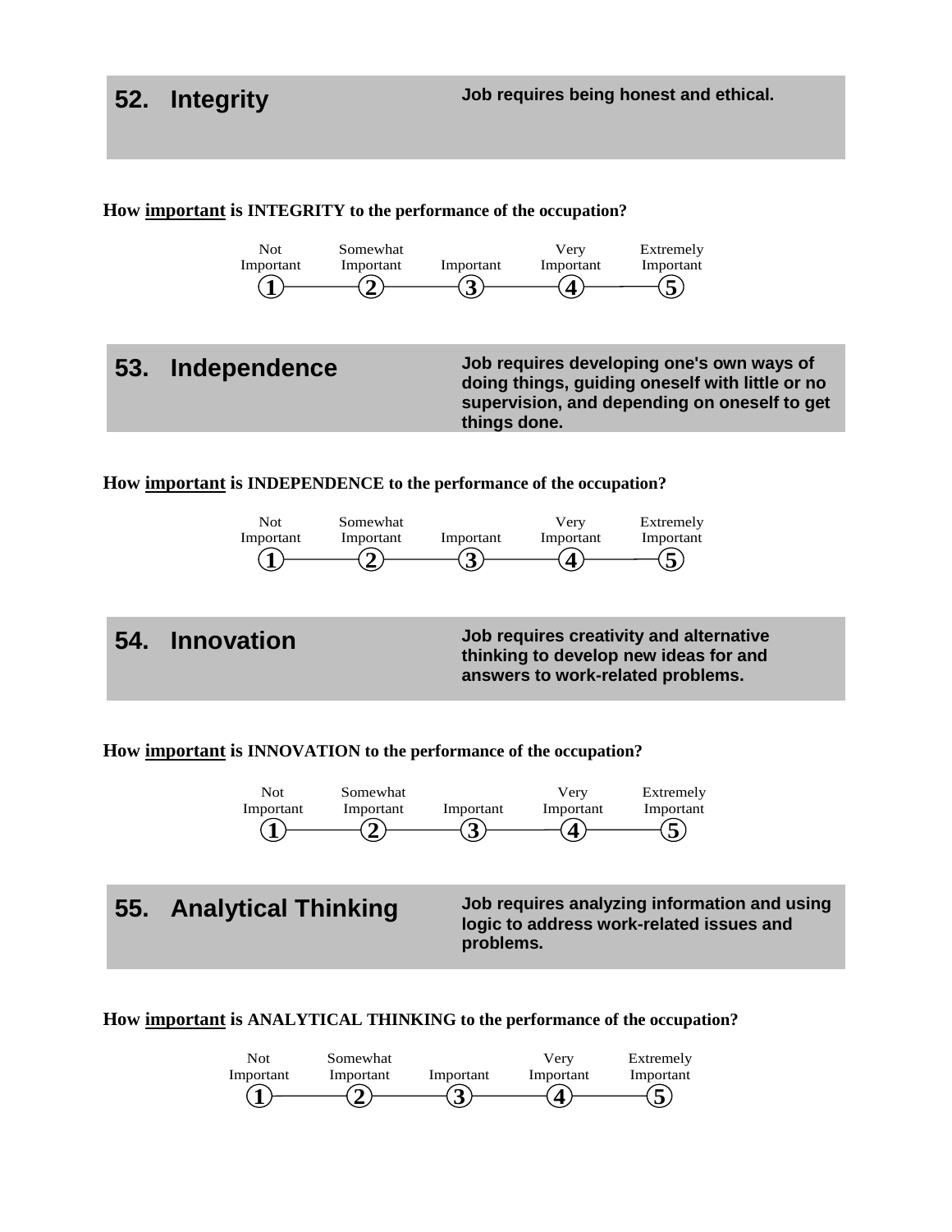## 52. Integrity

**Job requires being honest and ethical.**

**How <u>important</u> is INTEGRITY to the performance of the occupation?**

| Not Important | Somewhat Important | Important | Very Important | Extremely Important |
|---|---|---|---|---|
| 1 | 2 | 3 | 4 | 5 |

## 53. Independence

**Job requires developing one's own ways of doing things, guiding oneself with little or no supervision, and depending on oneself to get things done.**

**How <u>important</u> is INDEPENDENCE to the performance of the occupation?**

| Not Important | Somewhat Important | Important | Very Important | Extremely Important |
|---|---|---|---|---|
| 1 | 2 | 3 | 4 | 5 |

## 54. Innovation

**Job requires creativity and alternative thinking to develop new ideas for and answers to work-related problems.**

**How <u>important</u> is INNOVATION to the performance of the occupation?**

| Not Important | Somewhat Important | Important | Very Important | Extremely Important |
|---|---|---|---|---|
| 1 | 2 | 3 | 4 | 5 |

## 55. Analytical Thinking

**Job requires analyzing information and using logic to address work-related issues and problems.**

**How <u>important</u> is ANALYTICAL THINKING to the performance of the occupation?**

| Not Important | Somewhat Important | Important | Very Important | Extremely Important |
|---|---|---|---|---|
| 1 | 2 | 3 | 4 | 5 |